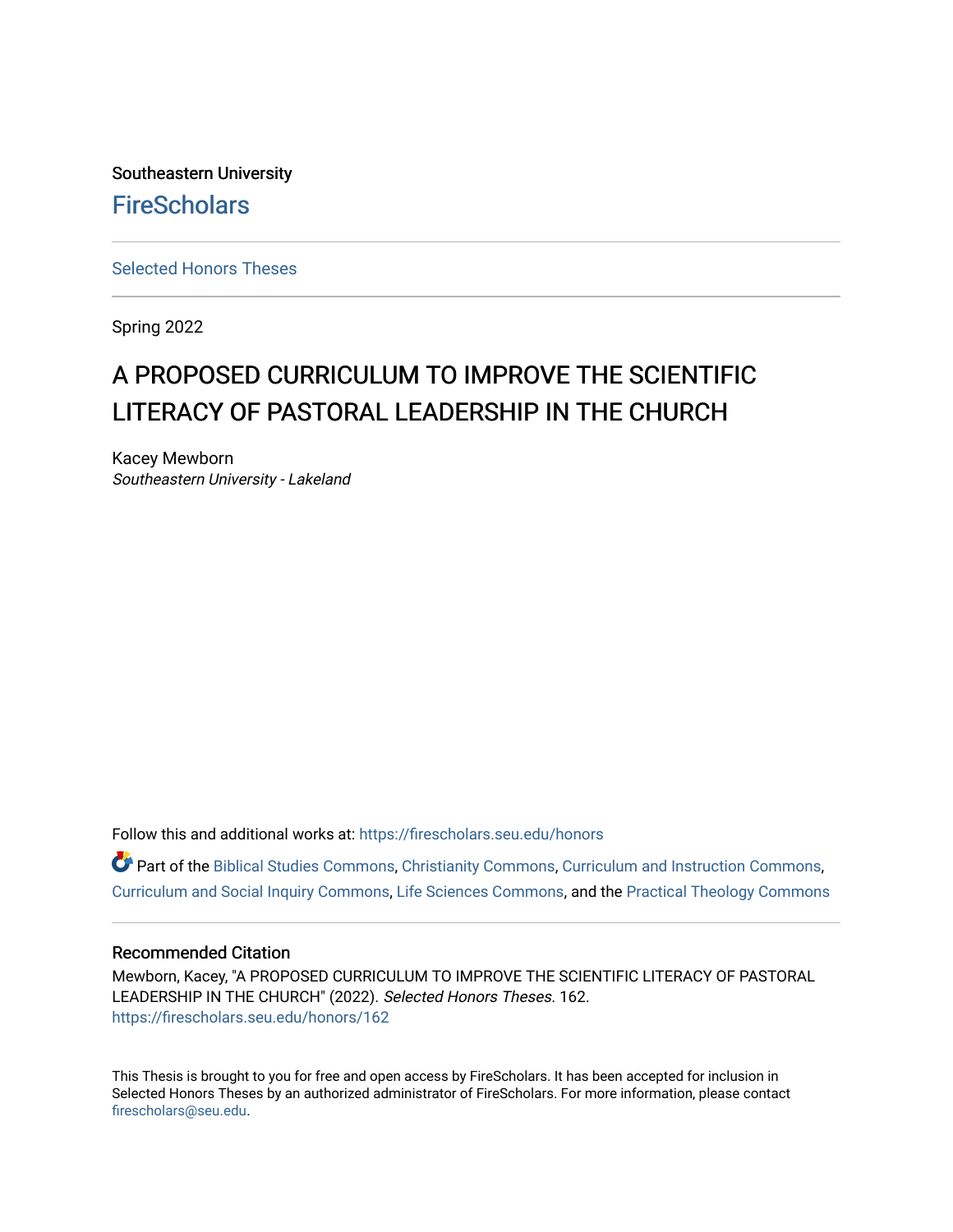Southeastern University

FireScholars

Selected Honors Theses

Spring 2022

# A PROPOSED CURRICULUM TO IMPROVE THE SCIENTIFIC LITERACY OF PASTORAL LEADERSHIP IN THE CHURCH

Kacey Mewborn
*Southeastern University - Lakeland*

Follow this and additional works at: https://firescholars.seu.edu/honors

Part of the Biblical Studies Commons, Christianity Commons, Curriculum and Instruction Commons, Curriculum and Social Inquiry Commons, Life Sciences Commons, and the Practical Theology Commons

### Recommended Citation

Mewborn, Kacey, "A PROPOSED CURRICULUM TO IMPROVE THE SCIENTIFIC LITERACY OF PASTORAL LEADERSHIP IN THE CHURCH" (2022). *Selected Honors Theses*. 162.
https://firescholars.seu.edu/honors/162

This Thesis is brought to you for free and open access by FireScholars. It has been accepted for inclusion in Selected Honors Theses by an authorized administrator of FireScholars. For more information, please contact firescholars@seu.edu.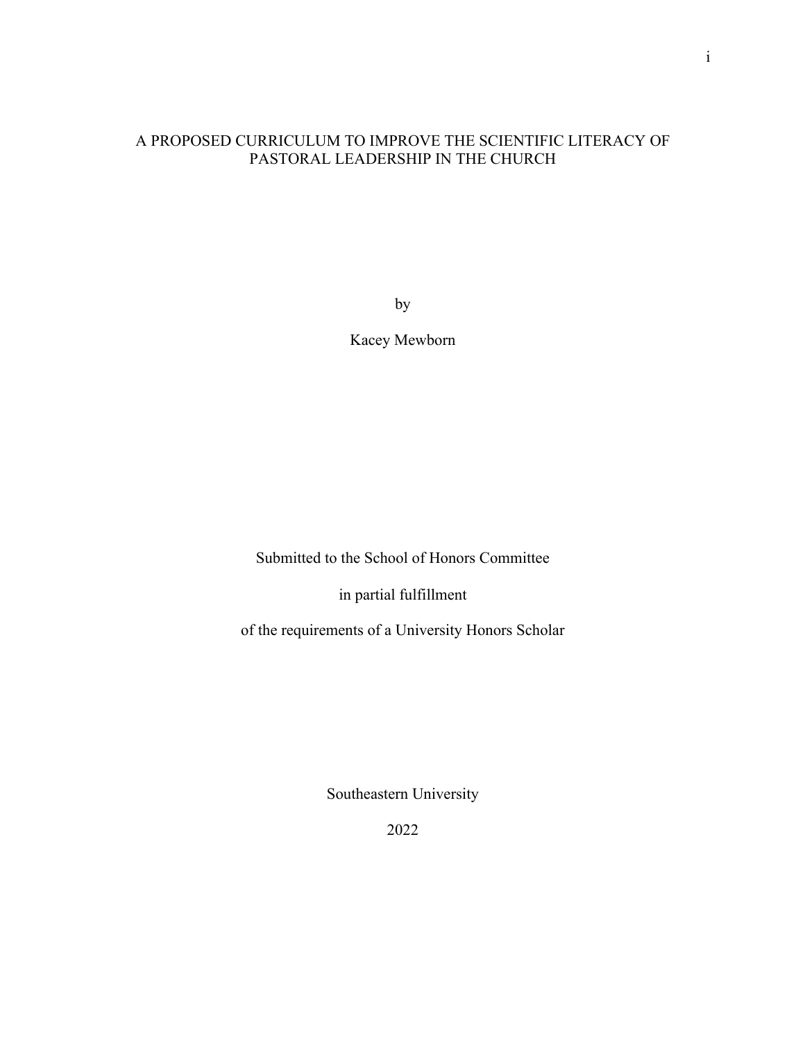# A PROPOSED CURRICULUM TO IMPROVE THE SCIENTIFIC LITERACY OF PASTORAL LEADERSHIP IN THE CHURCH

by

Kacey Mewborn

Submitted to the School of Honors Committee

in partial fulfillment

of the requirements of a University Honors Scholar

Southeastern University

2022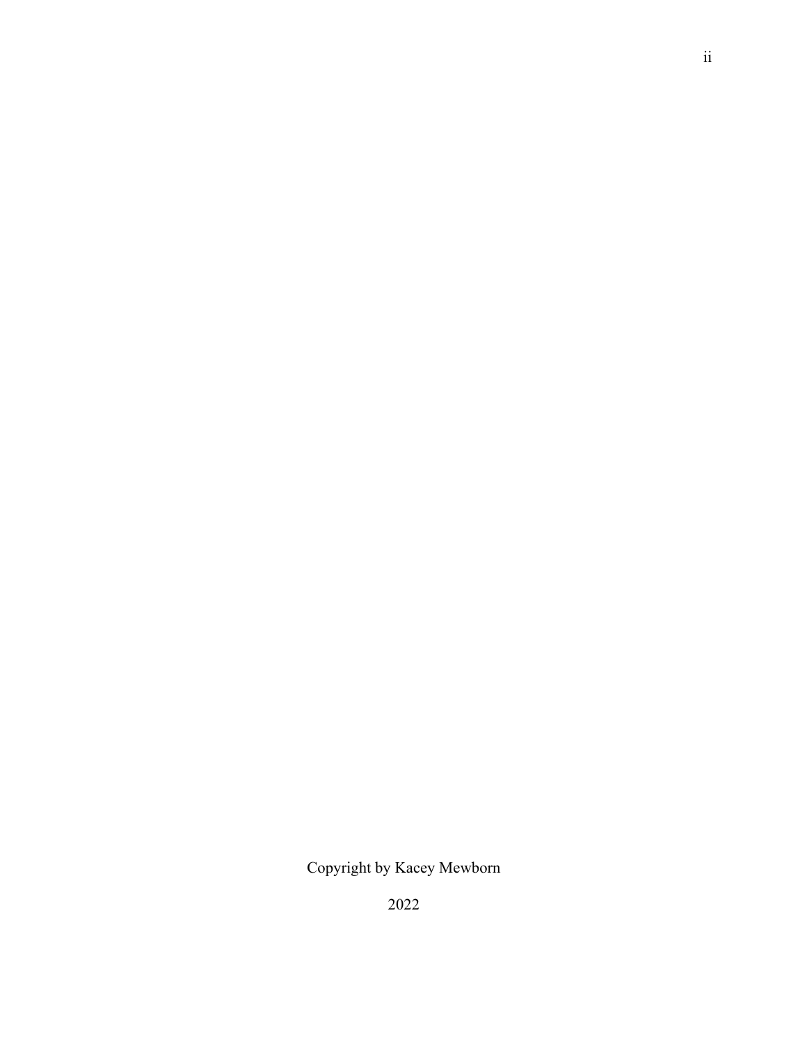Copyright by Kacey Mewborn

2022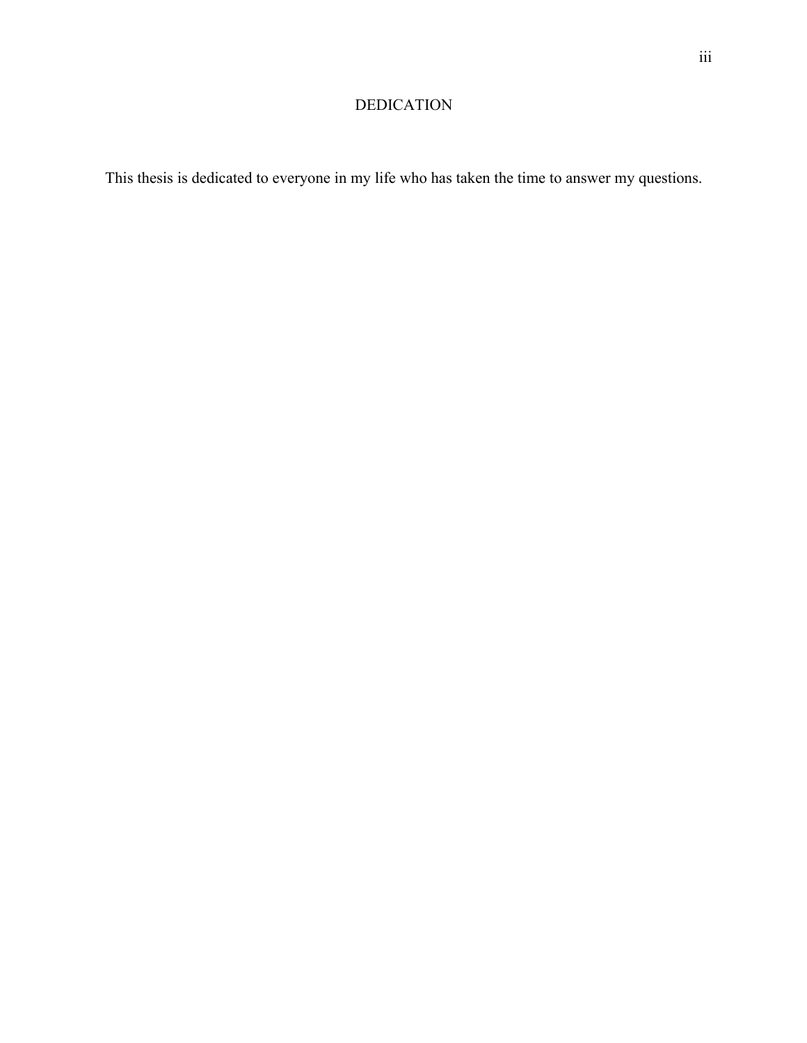# DEDICATION

This thesis is dedicated to everyone in my life who has taken the time to answer my questions.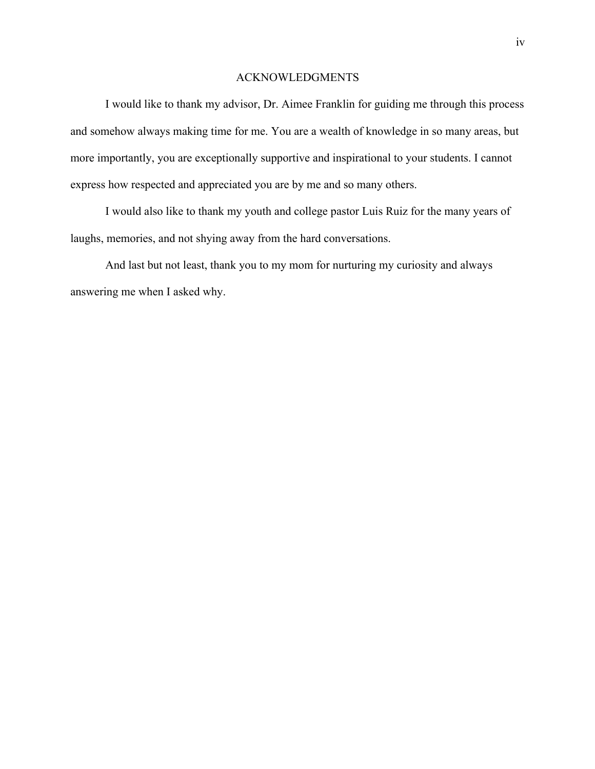## ACKNOWLEDGMENTS

I would like to thank my advisor, Dr. Aimee Franklin for guiding me through this process and somehow always making time for me. You are a wealth of knowledge in so many areas, but more importantly, you are exceptionally supportive and inspirational to your students. I cannot express how respected and appreciated you are by me and so many others.

I would also like to thank my youth and college pastor Luis Ruiz for the many years of laughs, memories, and not shying away from the hard conversations.

And last but not least, thank you to my mom for nurturing my curiosity and always answering me when I asked why.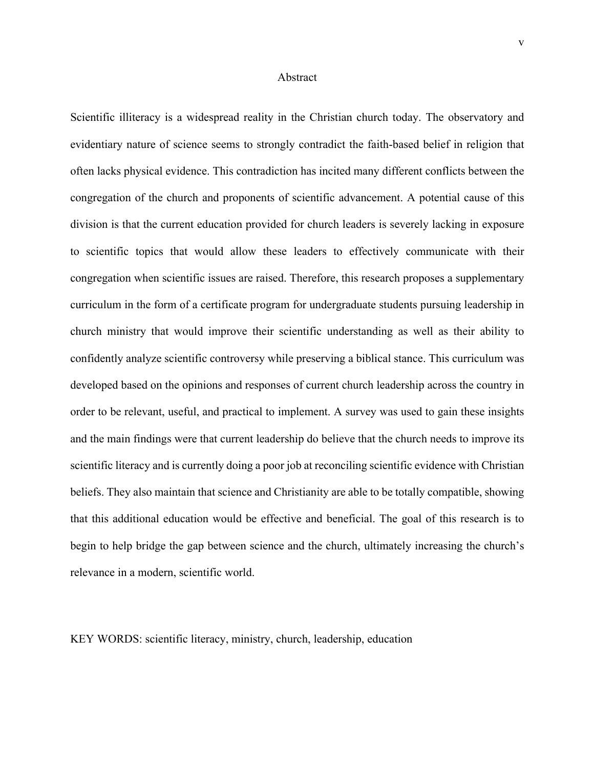# Abstract

Scientific illiteracy is a widespread reality in the Christian church today. The observatory and evidentiary nature of science seems to strongly contradict the faith-based belief in religion that often lacks physical evidence. This contradiction has incited many different conflicts between the congregation of the church and proponents of scientific advancement. A potential cause of this division is that the current education provided for church leaders is severely lacking in exposure to scientific topics that would allow these leaders to effectively communicate with their congregation when scientific issues are raised. Therefore, this research proposes a supplementary curriculum in the form of a certificate program for undergraduate students pursuing leadership in church ministry that would improve their scientific understanding as well as their ability to confidently analyze scientific controversy while preserving a biblical stance. This curriculum was developed based on the opinions and responses of current church leadership across the country in order to be relevant, useful, and practical to implement. A survey was used to gain these insights and the main findings were that current leadership do believe that the church needs to improve its scientific literacy and is currently doing a poor job at reconciling scientific evidence with Christian beliefs. They also maintain that science and Christianity are able to be totally compatible, showing that this additional education would be effective and beneficial. The goal of this research is to begin to help bridge the gap between science and the church, ultimately increasing the church's relevance in a modern, scientific world.

KEY WORDS: scientific literacy, ministry, church, leadership, education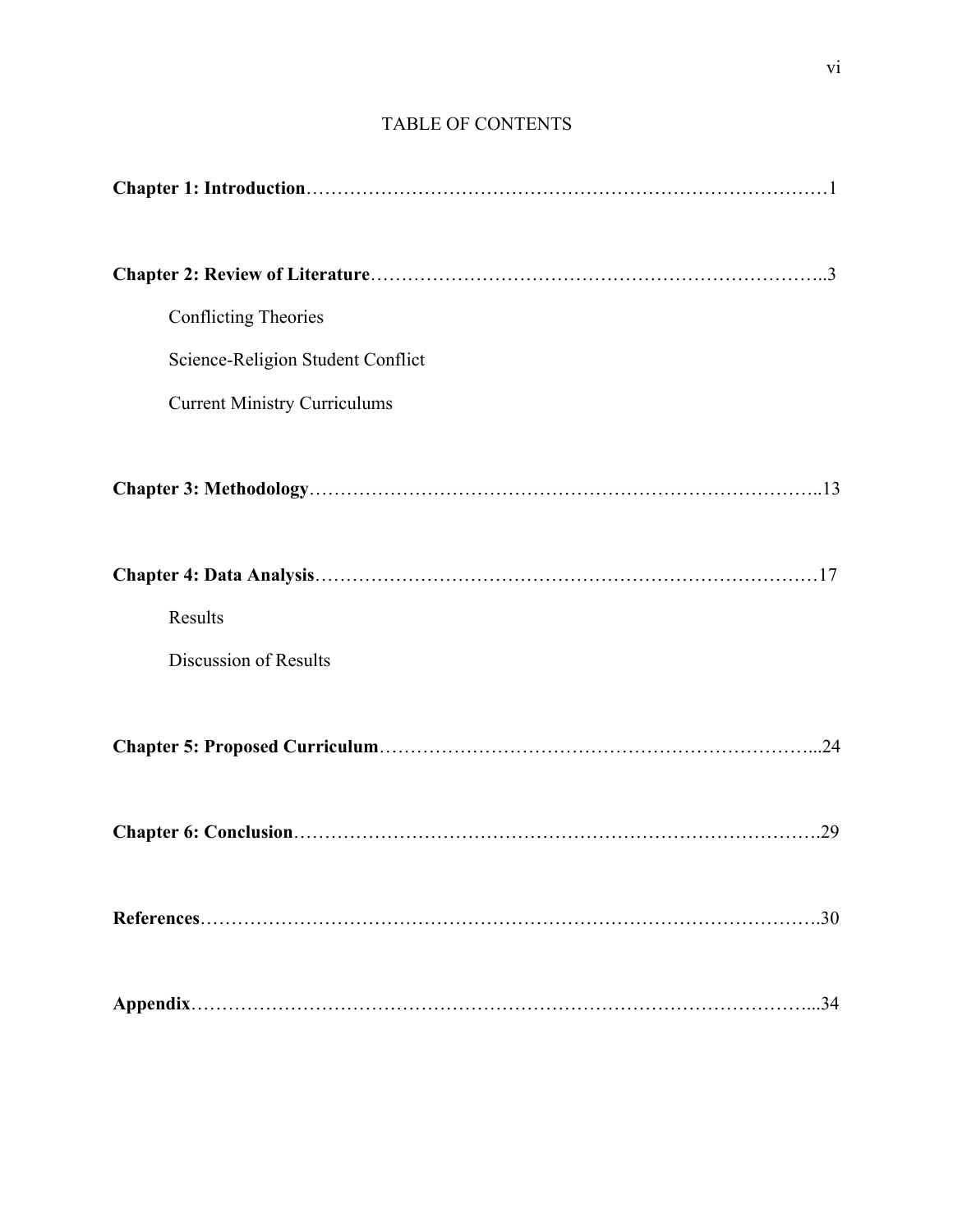# TABLE OF CONTENTS

**Chapter 1: Introduction**……………………………………………………………………………1

**Chapter 2: Review of Literature**……………………………………………………………..3

Conflicting Theories

Science-Religion Student Conflict

Current Ministry Curriculums

**Chapter 3: Methodology**……………………………………………………………………..13

**Chapter 4: Data Analysis**……………………………………………………………………17

Results

Discussion of Results

**Chapter 5: Proposed Curriculum**…………………………………………………………...24

**Chapter 6: Conclusion**……………………………………………………………………….29

**References**…………………………………………………………………………………….30

**Appendix**……………………………………………………………………………………...34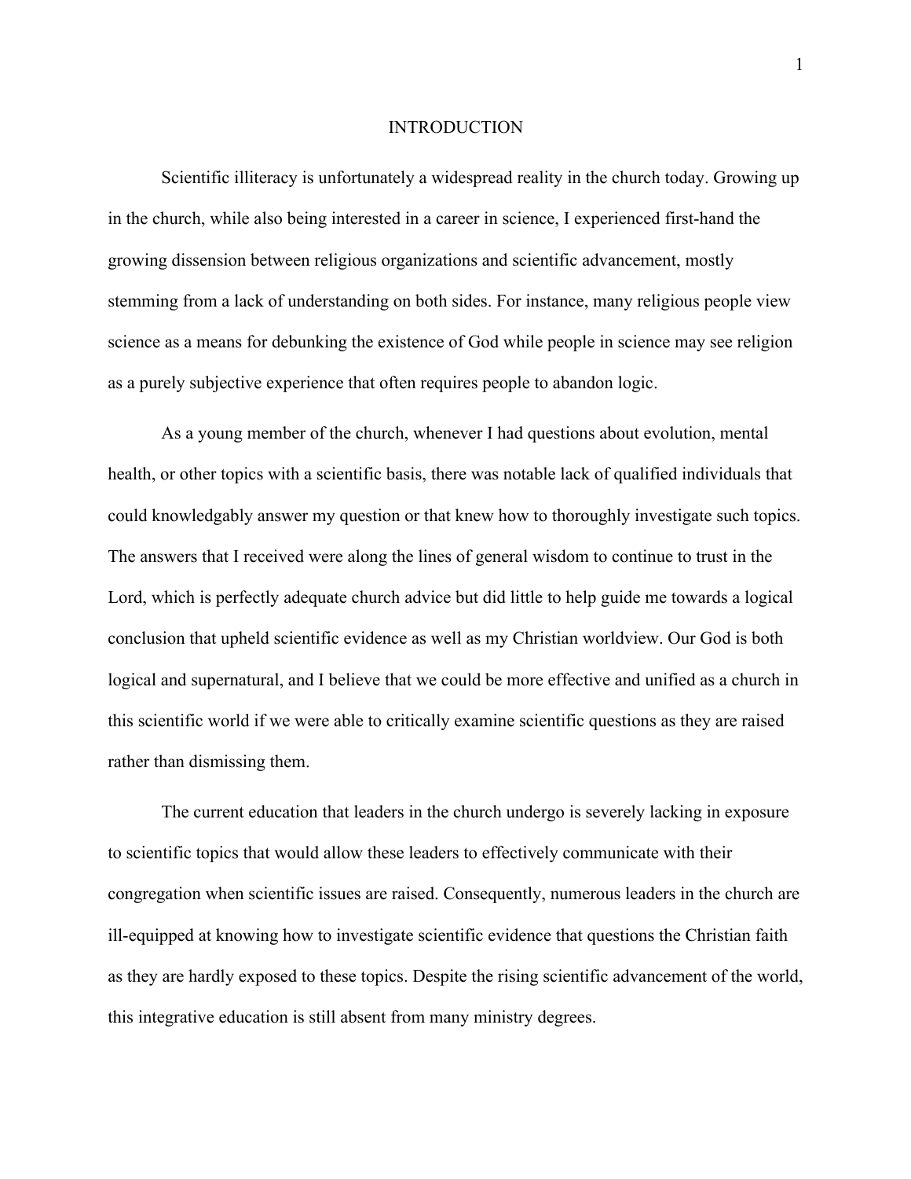# INTRODUCTION

Scientific illiteracy is unfortunately a widespread reality in the church today. Growing up in the church, while also being interested in a career in science, I experienced first-hand the growing dissension between religious organizations and scientific advancement, mostly stemming from a lack of understanding on both sides. For instance, many religious people view science as a means for debunking the existence of God while people in science may see religion as a purely subjective experience that often requires people to abandon logic.

As a young member of the church, whenever I had questions about evolution, mental health, or other topics with a scientific basis, there was notable lack of qualified individuals that could knowledgably answer my question or that knew how to thoroughly investigate such topics. The answers that I received were along the lines of general wisdom to continue to trust in the Lord, which is perfectly adequate church advice but did little to help guide me towards a logical conclusion that upheld scientific evidence as well as my Christian worldview. Our God is both logical and supernatural, and I believe that we could be more effective and unified as a church in this scientific world if we were able to critically examine scientific questions as they are raised rather than dismissing them.

The current education that leaders in the church undergo is severely lacking in exposure to scientific topics that would allow these leaders to effectively communicate with their congregation when scientific issues are raised. Consequently, numerous leaders in the church are ill-equipped at knowing how to investigate scientific evidence that questions the Christian faith as they are hardly exposed to these topics. Despite the rising scientific advancement of the world, this integrative education is still absent from many ministry degrees.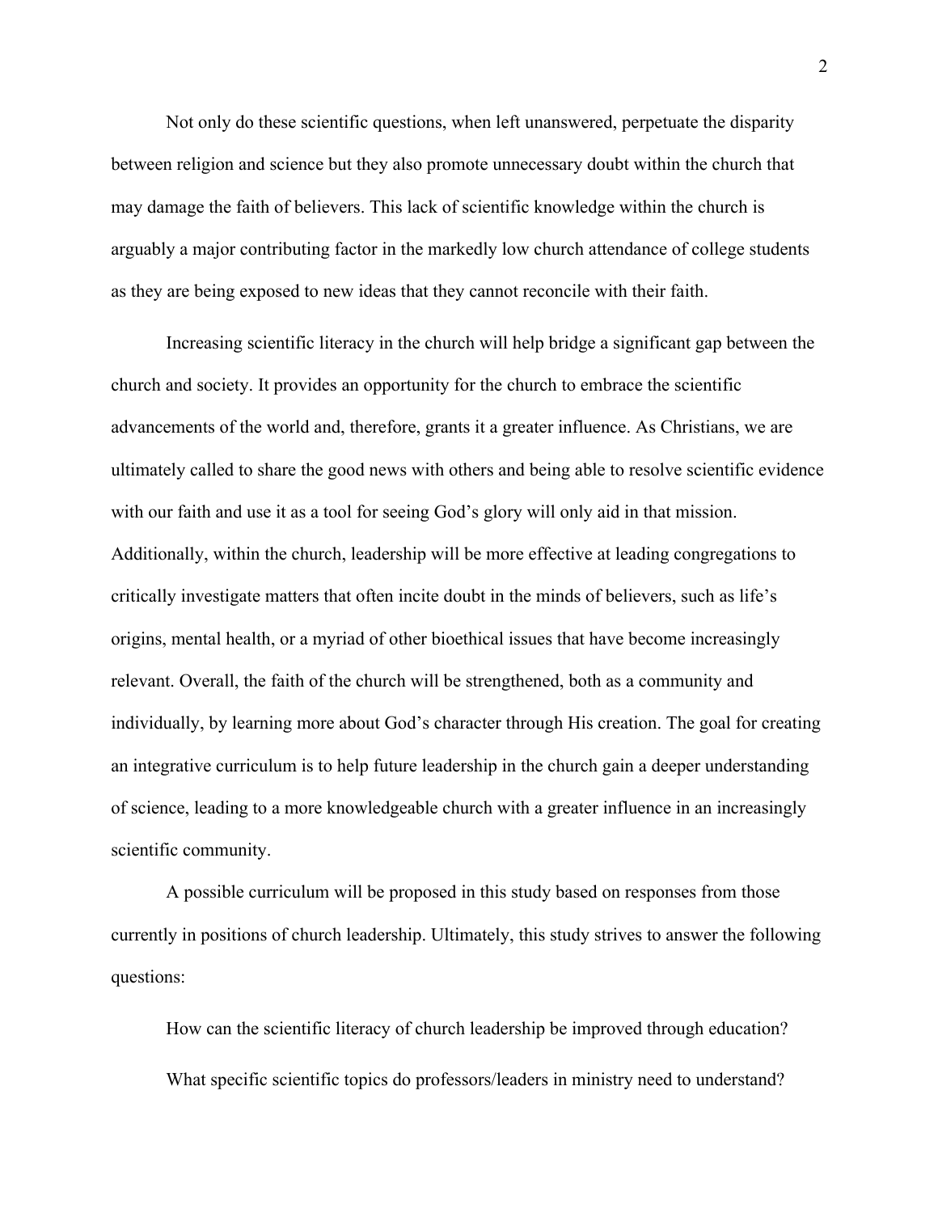Not only do these scientific questions, when left unanswered, perpetuate the disparity between religion and science but they also promote unnecessary doubt within the church that may damage the faith of believers. This lack of scientific knowledge within the church is arguably a major contributing factor in the markedly low church attendance of college students as they are being exposed to new ideas that they cannot reconcile with their faith.

Increasing scientific literacy in the church will help bridge a significant gap between the church and society. It provides an opportunity for the church to embrace the scientific advancements of the world and, therefore, grants it a greater influence. As Christians, we are ultimately called to share the good news with others and being able to resolve scientific evidence with our faith and use it as a tool for seeing God's glory will only aid in that mission. Additionally, within the church, leadership will be more effective at leading congregations to critically investigate matters that often incite doubt in the minds of believers, such as life's origins, mental health, or a myriad of other bioethical issues that have become increasingly relevant. Overall, the faith of the church will be strengthened, both as a community and individually, by learning more about God's character through His creation. The goal for creating an integrative curriculum is to help future leadership in the church gain a deeper understanding of science, leading to a more knowledgeable church with a greater influence in an increasingly scientific community.

A possible curriculum will be proposed in this study based on responses from those currently in positions of church leadership. Ultimately, this study strives to answer the following questions:

How can the scientific literacy of church leadership be improved through education?

What specific scientific topics do professors/leaders in ministry need to understand?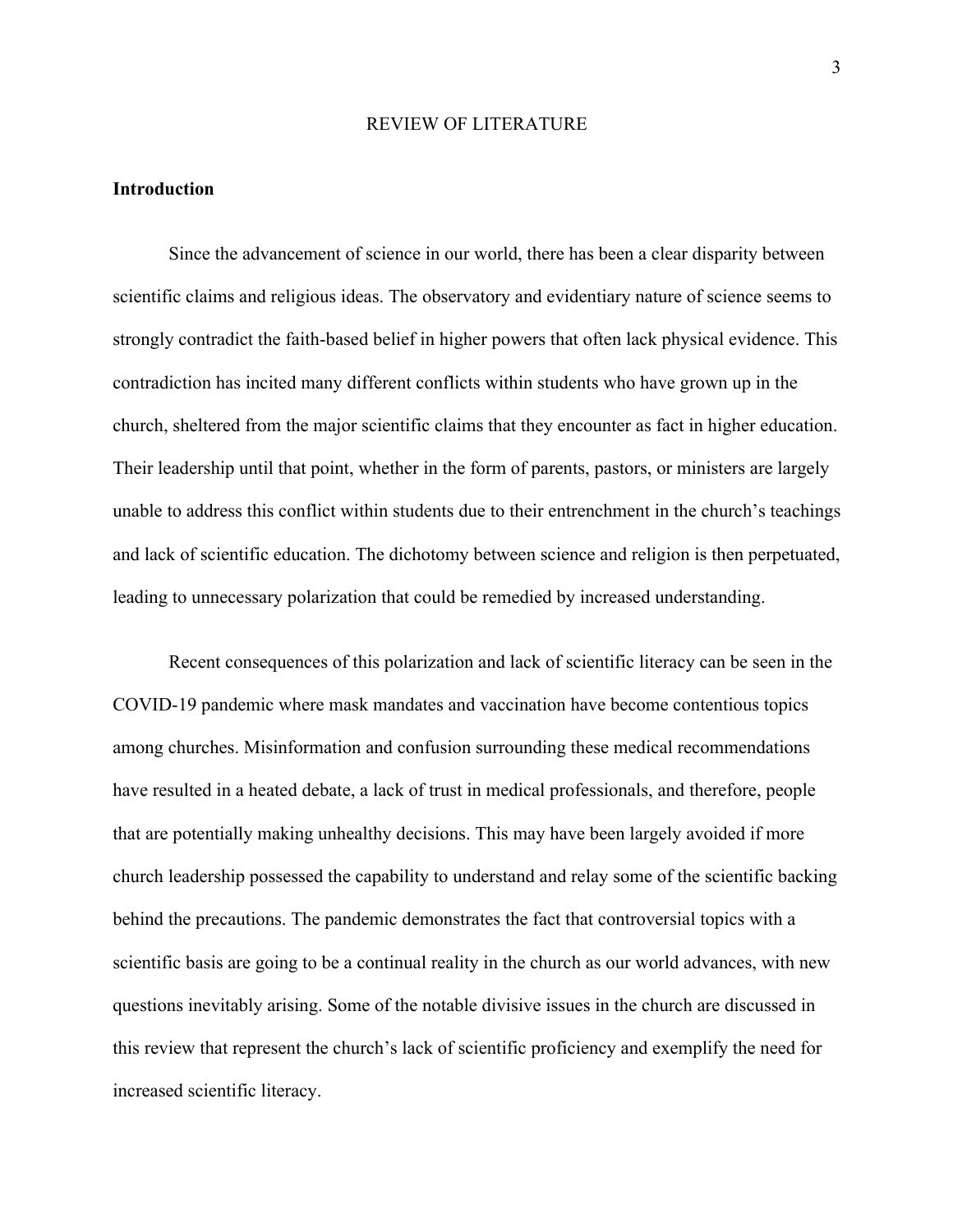# REVIEW OF LITERATURE

## Introduction

Since the advancement of science in our world, there has been a clear disparity between scientific claims and religious ideas. The observatory and evidentiary nature of science seems to strongly contradict the faith-based belief in higher powers that often lack physical evidence. This contradiction has incited many different conflicts within students who have grown up in the church, sheltered from the major scientific claims that they encounter as fact in higher education. Their leadership until that point, whether in the form of parents, pastors, or ministers are largely unable to address this conflict within students due to their entrenchment in the church's teachings and lack of scientific education. The dichotomy between science and religion is then perpetuated, leading to unnecessary polarization that could be remedied by increased understanding.

Recent consequences of this polarization and lack of scientific literacy can be seen in the COVID-19 pandemic where mask mandates and vaccination have become contentious topics among churches. Misinformation and confusion surrounding these medical recommendations have resulted in a heated debate, a lack of trust in medical professionals, and therefore, people that are potentially making unhealthy decisions. This may have been largely avoided if more church leadership possessed the capability to understand and relay some of the scientific backing behind the precautions. The pandemic demonstrates the fact that controversial topics with a scientific basis are going to be a continual reality in the church as our world advances, with new questions inevitably arising. Some of the notable divisive issues in the church are discussed in this review that represent the church's lack of scientific proficiency and exemplify the need for increased scientific literacy.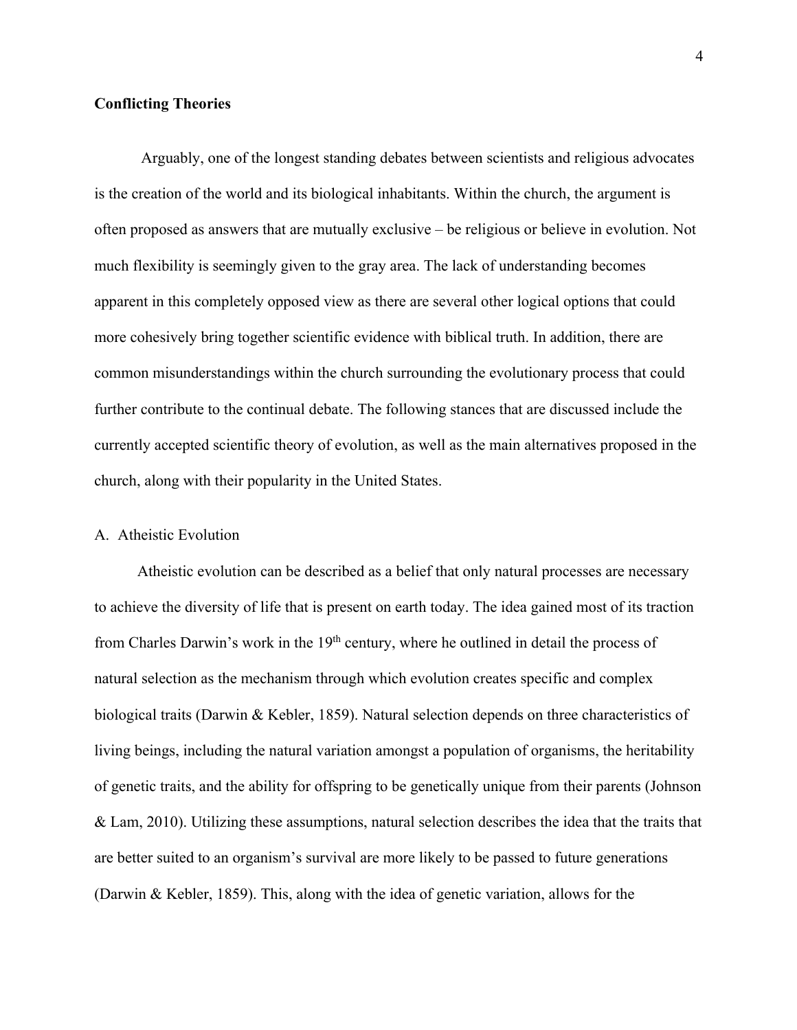**Conflicting Theories**

Arguably, one of the longest standing debates between scientists and religious advocates is the creation of the world and its biological inhabitants. Within the church, the argument is often proposed as answers that are mutually exclusive – be religious or believe in evolution. Not much flexibility is seemingly given to the gray area. The lack of understanding becomes apparent in this completely opposed view as there are several other logical options that could more cohesively bring together scientific evidence with biblical truth. In addition, there are common misunderstandings within the church surrounding the evolutionary process that could further contribute to the continual debate. The following stances that are discussed include the currently accepted scientific theory of evolution, as well as the main alternatives proposed in the church, along with their popularity in the United States.

A. Atheistic Evolution

Atheistic evolution can be described as a belief that only natural processes are necessary to achieve the diversity of life that is present on earth today. The idea gained most of its traction from Charles Darwin's work in the 19th century, where he outlined in detail the process of natural selection as the mechanism through which evolution creates specific and complex biological traits (Darwin & Kebler, 1859). Natural selection depends on three characteristics of living beings, including the natural variation amongst a population of organisms, the heritability of genetic traits, and the ability for offspring to be genetically unique from their parents (Johnson & Lam, 2010). Utilizing these assumptions, natural selection describes the idea that the traits that are better suited to an organism's survival are more likely to be passed to future generations (Darwin & Kebler, 1859). This, along with the idea of genetic variation, allows for the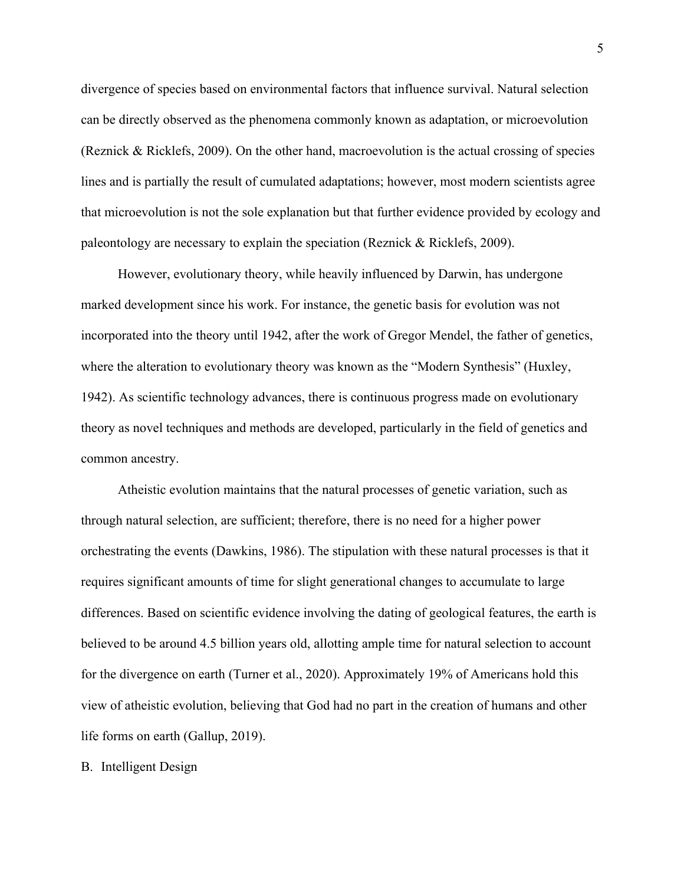divergence of species based on environmental factors that influence survival. Natural selection can be directly observed as the phenomena commonly known as adaptation, or microevolution (Reznick & Ricklefs, 2009). On the other hand, macroevolution is the actual crossing of species lines and is partially the result of cumulated adaptations; however, most modern scientists agree that microevolution is not the sole explanation but that further evidence provided by ecology and paleontology are necessary to explain the speciation (Reznick & Ricklefs, 2009).

However, evolutionary theory, while heavily influenced by Darwin, has undergone marked development since his work. For instance, the genetic basis for evolution was not incorporated into the theory until 1942, after the work of Gregor Mendel, the father of genetics, where the alteration to evolutionary theory was known as the "Modern Synthesis" (Huxley, 1942). As scientific technology advances, there is continuous progress made on evolutionary theory as novel techniques and methods are developed, particularly in the field of genetics and common ancestry.

Atheistic evolution maintains that the natural processes of genetic variation, such as through natural selection, are sufficient; therefore, there is no need for a higher power orchestrating the events (Dawkins, 1986). The stipulation with these natural processes is that it requires significant amounts of time for slight generational changes to accumulate to large differences. Based on scientific evidence involving the dating of geological features, the earth is believed to be around 4.5 billion years old, allotting ample time for natural selection to account for the divergence on earth (Turner et al., 2020). Approximately 19% of Americans hold this view of atheistic evolution, believing that God had no part in the creation of humans and other life forms on earth (Gallup, 2019).

B. Intelligent Design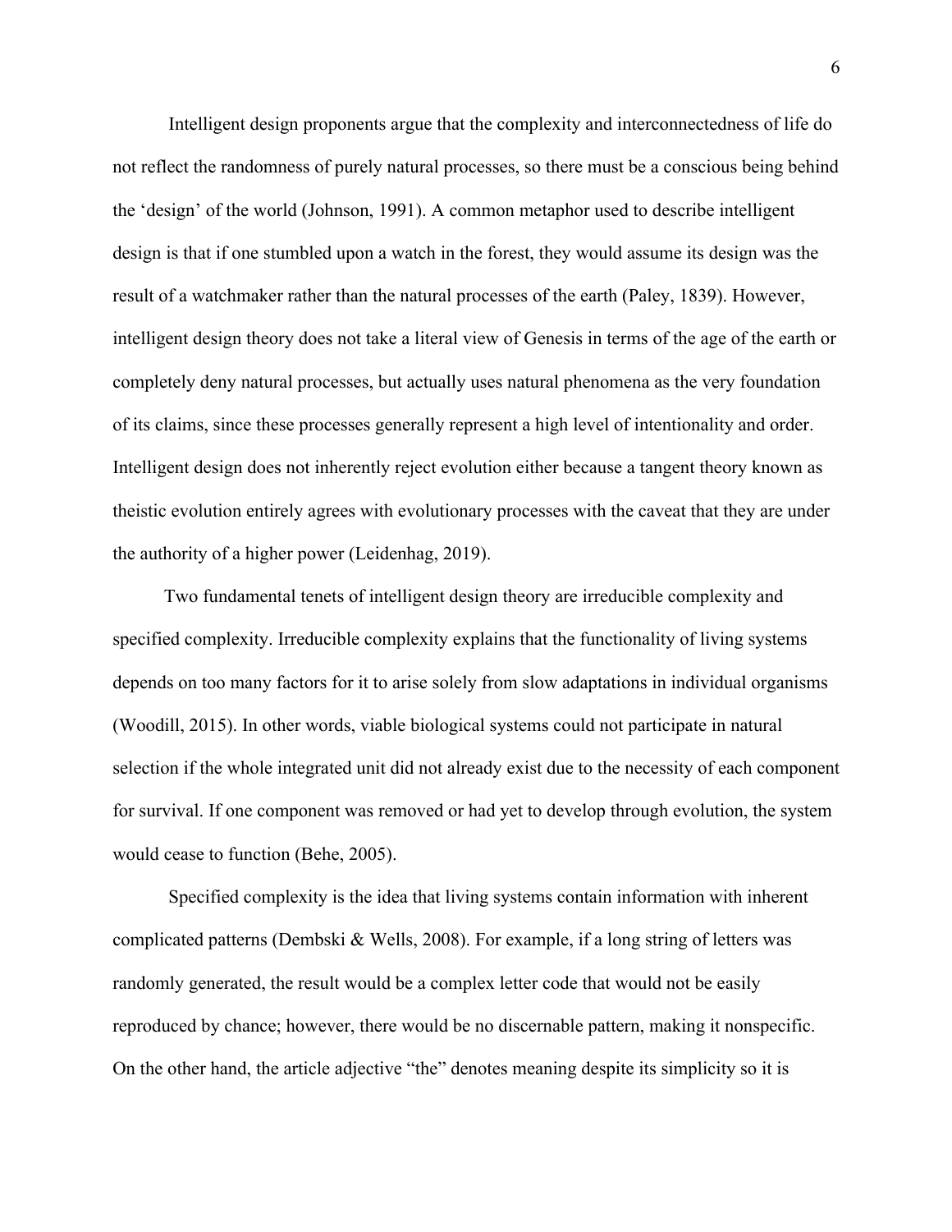Intelligent design proponents argue that the complexity and interconnectedness of life do not reflect the randomness of purely natural processes, so there must be a conscious being behind the 'design' of the world (Johnson, 1991). A common metaphor used to describe intelligent design is that if one stumbled upon a watch in the forest, they would assume its design was the result of a watchmaker rather than the natural processes of the earth (Paley, 1839). However, intelligent design theory does not take a literal view of Genesis in terms of the age of the earth or completely deny natural processes, but actually uses natural phenomena as the very foundation of its claims, since these processes generally represent a high level of intentionality and order. Intelligent design does not inherently reject evolution either because a tangent theory known as theistic evolution entirely agrees with evolutionary processes with the caveat that they are under the authority of a higher power (Leidenhag, 2019).

Two fundamental tenets of intelligent design theory are irreducible complexity and specified complexity. Irreducible complexity explains that the functionality of living systems depends on too many factors for it to arise solely from slow adaptations in individual organisms (Woodill, 2015). In other words, viable biological systems could not participate in natural selection if the whole integrated unit did not already exist due to the necessity of each component for survival. If one component was removed or had yet to develop through evolution, the system would cease to function (Behe, 2005).

Specified complexity is the idea that living systems contain information with inherent complicated patterns (Dembski & Wells, 2008). For example, if a long string of letters was randomly generated, the result would be a complex letter code that would not be easily reproduced by chance; however, there would be no discernable pattern, making it nonspecific. On the other hand, the article adjective "the" denotes meaning despite its simplicity so it is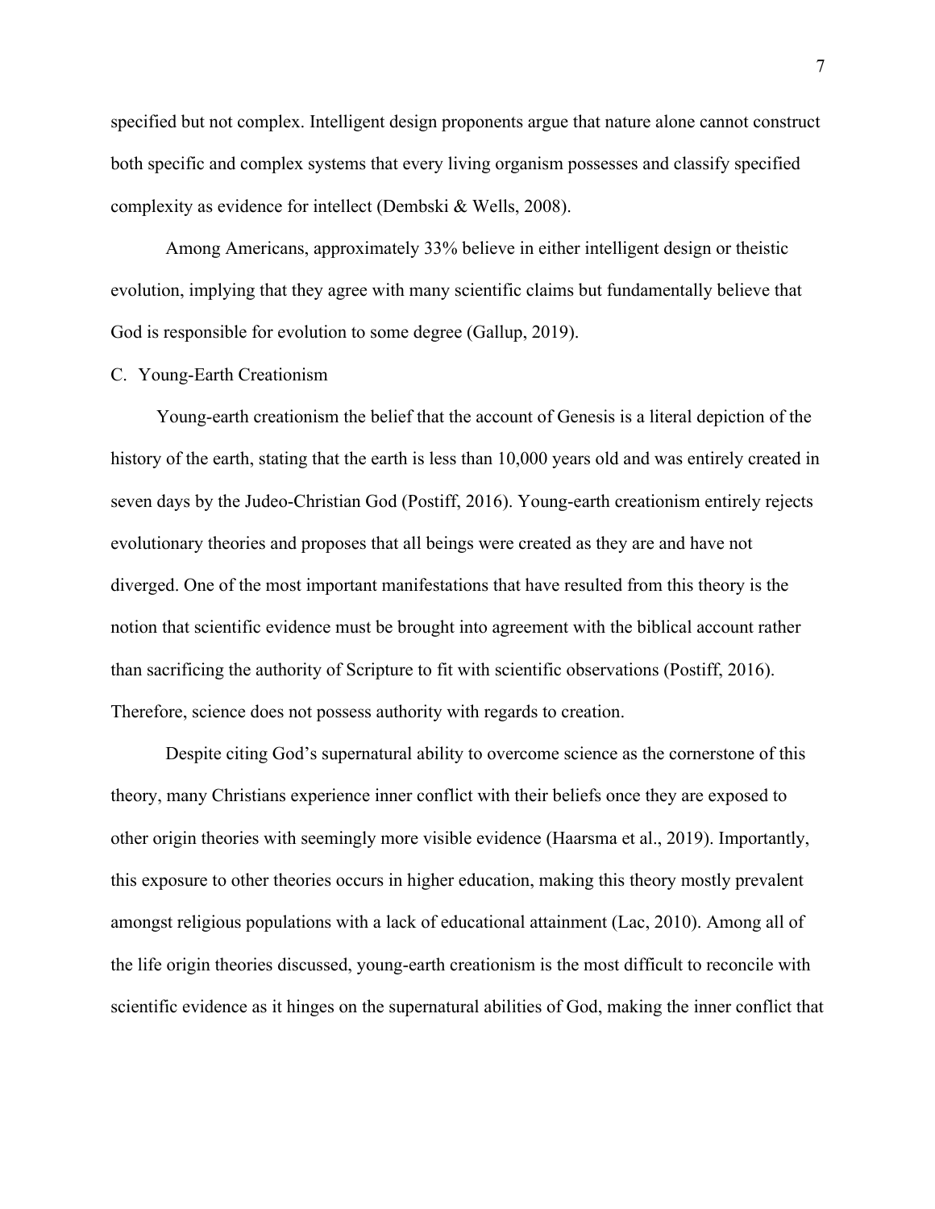specified but not complex. Intelligent design proponents argue that nature alone cannot construct both specific and complex systems that every living organism possesses and classify specified complexity as evidence for intellect (Dembski & Wells, 2008).

Among Americans, approximately 33% believe in either intelligent design or theistic evolution, implying that they agree with many scientific claims but fundamentally believe that God is responsible for evolution to some degree (Gallup, 2019).

### C. Young-Earth Creationism

Young-earth creationism the belief that the account of Genesis is a literal depiction of the history of the earth, stating that the earth is less than 10,000 years old and was entirely created in seven days by the Judeo-Christian God (Postiff, 2016). Young-earth creationism entirely rejects evolutionary theories and proposes that all beings were created as they are and have not diverged. One of the most important manifestations that have resulted from this theory is the notion that scientific evidence must be brought into agreement with the biblical account rather than sacrificing the authority of Scripture to fit with scientific observations (Postiff, 2016). Therefore, science does not possess authority with regards to creation.

Despite citing God's supernatural ability to overcome science as the cornerstone of this theory, many Christians experience inner conflict with their beliefs once they are exposed to other origin theories with seemingly more visible evidence (Haarsma et al., 2019). Importantly, this exposure to other theories occurs in higher education, making this theory mostly prevalent amongst religious populations with a lack of educational attainment (Lac, 2010). Among all of the life origin theories discussed, young-earth creationism is the most difficult to reconcile with scientific evidence as it hinges on the supernatural abilities of God, making the inner conflict that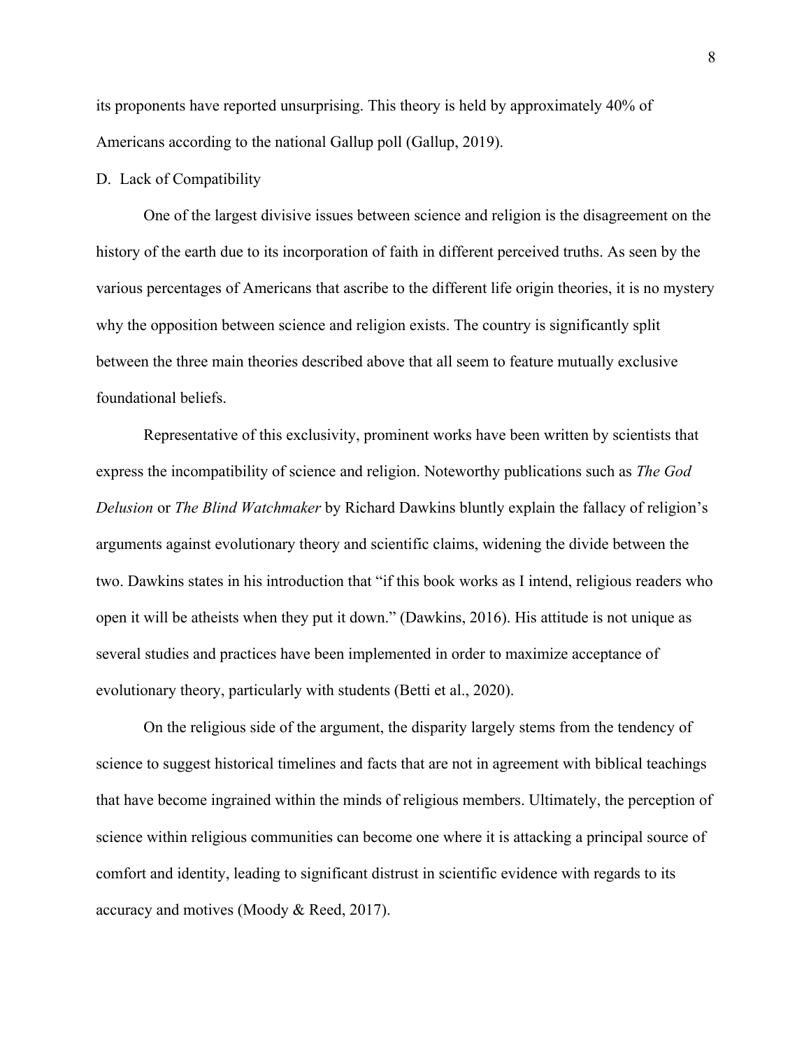its proponents have reported unsurprising. This theory is held by approximately 40% of Americans according to the national Gallup poll (Gallup, 2019).

### D. Lack of Compatibility

One of the largest divisive issues between science and religion is the disagreement on the history of the earth due to its incorporation of faith in different perceived truths. As seen by the various percentages of Americans that ascribe to the different life origin theories, it is no mystery why the opposition between science and religion exists. The country is significantly split between the three main theories described above that all seem to feature mutually exclusive foundational beliefs.

Representative of this exclusivity, prominent works have been written by scientists that express the incompatibility of science and religion. Noteworthy publications such as *The God Delusion* or *The Blind Watchmaker* by Richard Dawkins bluntly explain the fallacy of religion's arguments against evolutionary theory and scientific claims, widening the divide between the two. Dawkins states in his introduction that "if this book works as I intend, religious readers who open it will be atheists when they put it down." (Dawkins, 2016). His attitude is not unique as several studies and practices have been implemented in order to maximize acceptance of evolutionary theory, particularly with students (Betti et al., 2020).

On the religious side of the argument, the disparity largely stems from the tendency of science to suggest historical timelines and facts that are not in agreement with biblical teachings that have become ingrained within the minds of religious members. Ultimately, the perception of science within religious communities can become one where it is attacking a principal source of comfort and identity, leading to significant distrust in scientific evidence with regards to its accuracy and motives (Moody & Reed, 2017).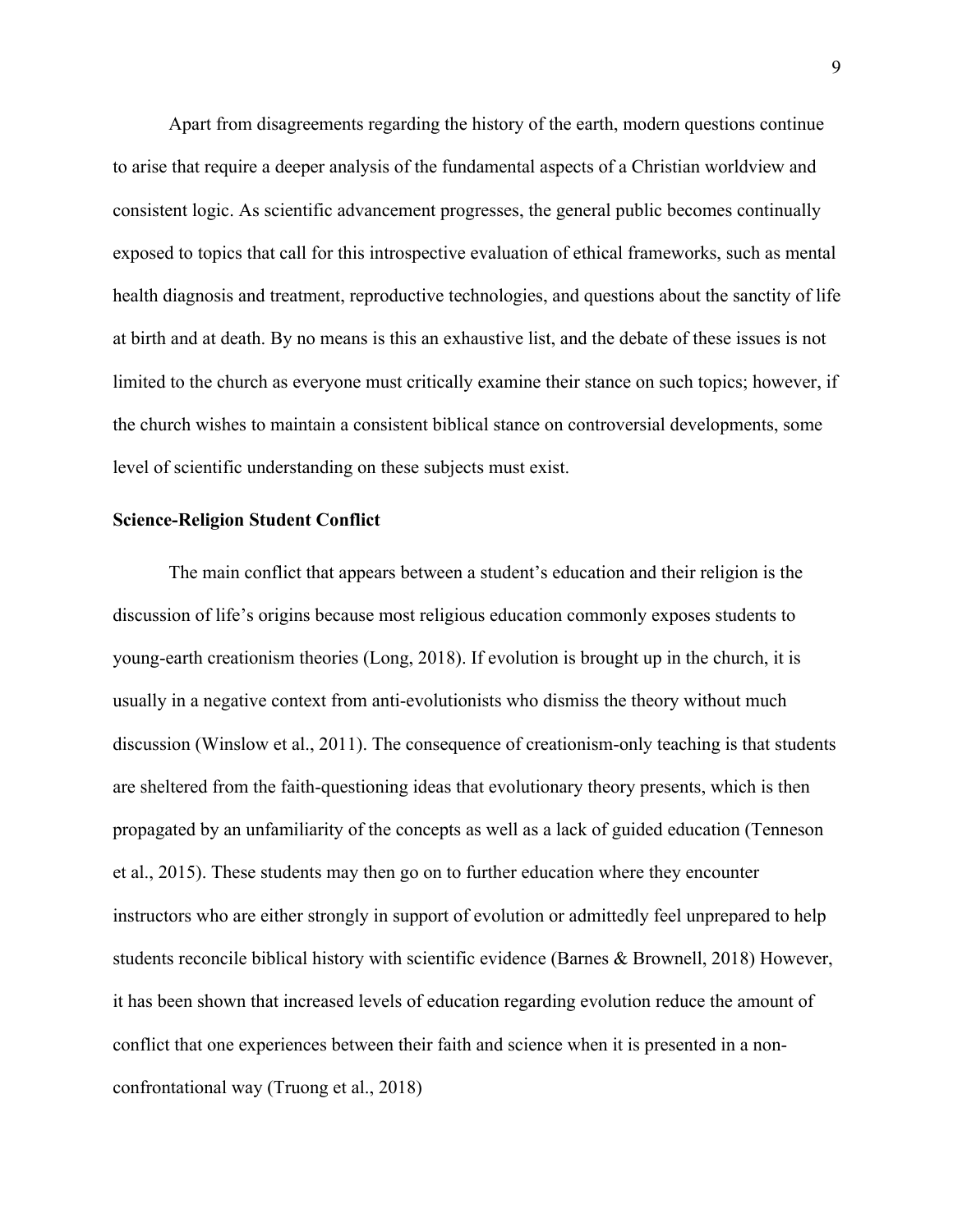Apart from disagreements regarding the history of the earth, modern questions continue to arise that require a deeper analysis of the fundamental aspects of a Christian worldview and consistent logic. As scientific advancement progresses, the general public becomes continually exposed to topics that call for this introspective evaluation of ethical frameworks, such as mental health diagnosis and treatment, reproductive technologies, and questions about the sanctity of life at birth and at death. By no means is this an exhaustive list, and the debate of these issues is not limited to the church as everyone must critically examine their stance on such topics; however, if the church wishes to maintain a consistent biblical stance on controversial developments, some level of scientific understanding on these subjects must exist.

**Science-Religion Student Conflict**

The main conflict that appears between a student's education and their religion is the discussion of life's origins because most religious education commonly exposes students to young-earth creationism theories (Long, 2018). If evolution is brought up in the church, it is usually in a negative context from anti-evolutionists who dismiss the theory without much discussion (Winslow et al., 2011). The consequence of creationism-only teaching is that students are sheltered from the faith-questioning ideas that evolutionary theory presents, which is then propagated by an unfamiliarity of the concepts as well as a lack of guided education (Tenneson et al., 2015). These students may then go on to further education where they encounter instructors who are either strongly in support of evolution or admittedly feel unprepared to help students reconcile biblical history with scientific evidence (Barnes & Brownell, 2018) However, it has been shown that increased levels of education regarding evolution reduce the amount of conflict that one experiences between their faith and science when it is presented in a non-confrontational way (Truong et al., 2018)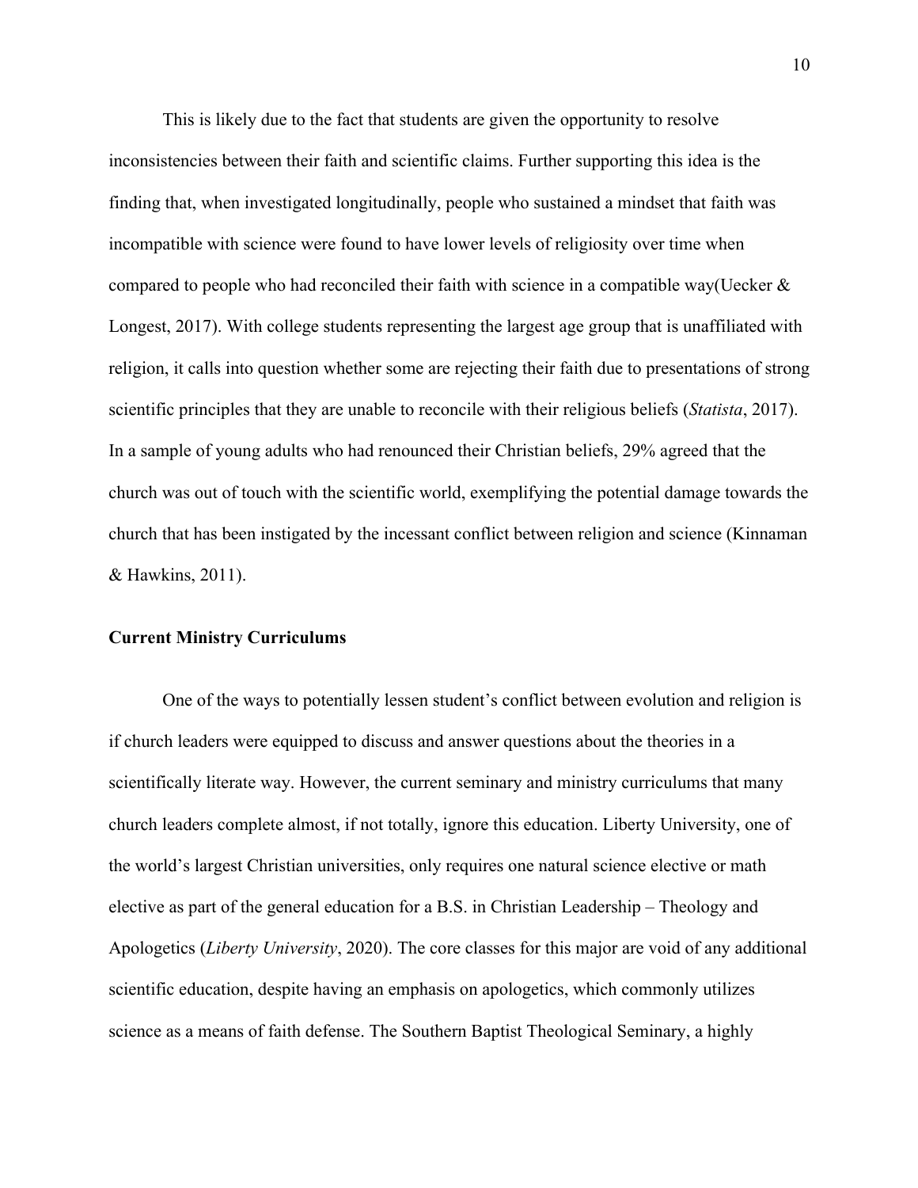This is likely due to the fact that students are given the opportunity to resolve inconsistencies between their faith and scientific claims. Further supporting this idea is the finding that, when investigated longitudinally, people who sustained a mindset that faith was incompatible with science were found to have lower levels of religiosity over time when compared to people who had reconciled their faith with science in a compatible way(Uecker & Longest, 2017). With college students representing the largest age group that is unaffiliated with religion, it calls into question whether some are rejecting their faith due to presentations of strong scientific principles that they are unable to reconcile with their religious beliefs (*Statista*, 2017). In a sample of young adults who had renounced their Christian beliefs, 29% agreed that the church was out of touch with the scientific world, exemplifying the potential damage towards the church that has been instigated by the incessant conflict between religion and science (Kinnaman & Hawkins, 2011).

**Current Ministry Curriculums**

One of the ways to potentially lessen student's conflict between evolution and religion is if church leaders were equipped to discuss and answer questions about the theories in a scientifically literate way. However, the current seminary and ministry curriculums that many church leaders complete almost, if not totally, ignore this education. Liberty University, one of the world's largest Christian universities, only requires one natural science elective or math elective as part of the general education for a B.S. in Christian Leadership – Theology and Apologetics (*Liberty University*, 2020). The core classes for this major are void of any additional scientific education, despite having an emphasis on apologetics, which commonly utilizes science as a means of faith defense. The Southern Baptist Theological Seminary, a highly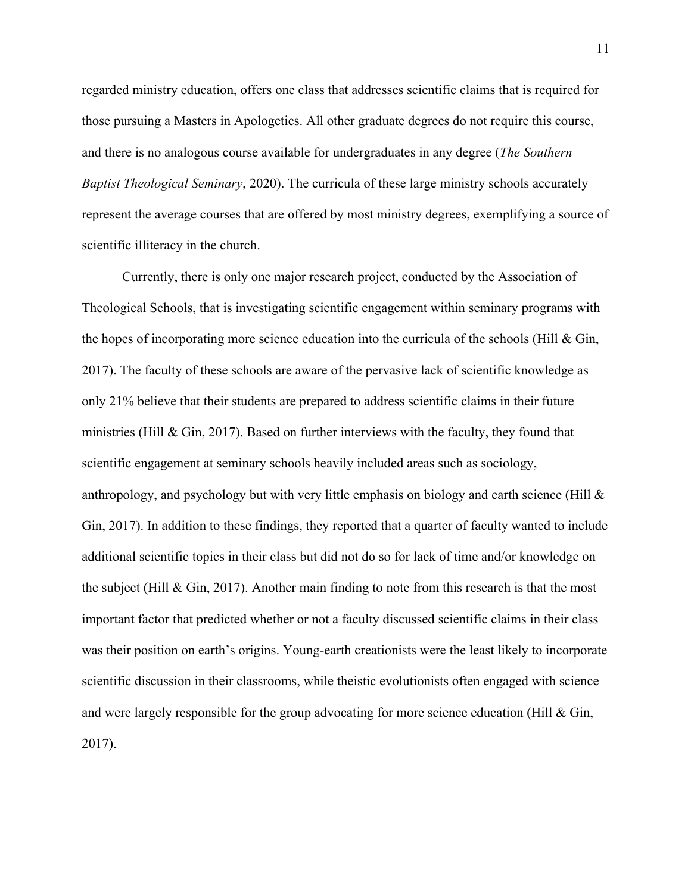regarded ministry education, offers one class that addresses scientific claims that is required for those pursuing a Masters in Apologetics. All other graduate degrees do not require this course, and there is no analogous course available for undergraduates in any degree (*The Southern Baptist Theological Seminary*, 2020). The curricula of these large ministry schools accurately represent the average courses that are offered by most ministry degrees, exemplifying a source of scientific illiteracy in the church.

Currently, there is only one major research project, conducted by the Association of Theological Schools, that is investigating scientific engagement within seminary programs with the hopes of incorporating more science education into the curricula of the schools (Hill & Gin, 2017). The faculty of these schools are aware of the pervasive lack of scientific knowledge as only 21% believe that their students are prepared to address scientific claims in their future ministries (Hill & Gin, 2017). Based on further interviews with the faculty, they found that scientific engagement at seminary schools heavily included areas such as sociology, anthropology, and psychology but with very little emphasis on biology and earth science (Hill & Gin, 2017). In addition to these findings, they reported that a quarter of faculty wanted to include additional scientific topics in their class but did not do so for lack of time and/or knowledge on the subject (Hill & Gin, 2017). Another main finding to note from this research is that the most important factor that predicted whether or not a faculty discussed scientific claims in their class was their position on earth's origins. Young-earth creationists were the least likely to incorporate scientific discussion in their classrooms, while theistic evolutionists often engaged with science and were largely responsible for the group advocating for more science education (Hill & Gin, 2017).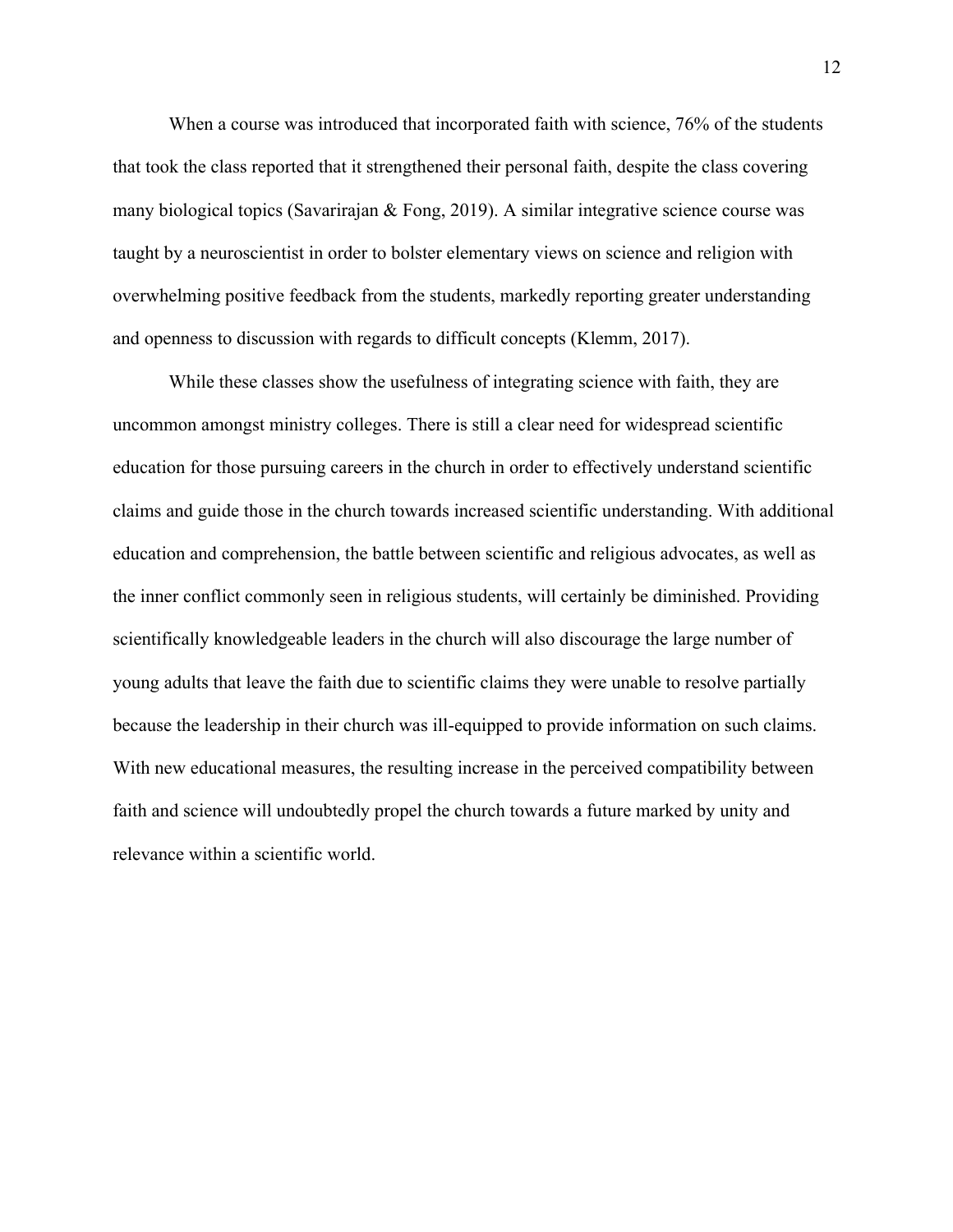When a course was introduced that incorporated faith with science, 76% of the students that took the class reported that it strengthened their personal faith, despite the class covering many biological topics (Savarirajan & Fong, 2019). A similar integrative science course was taught by a neuroscientist in order to bolster elementary views on science and religion with overwhelming positive feedback from the students, markedly reporting greater understanding and openness to discussion with regards to difficult concepts (Klemm, 2017).

While these classes show the usefulness of integrating science with faith, they are uncommon amongst ministry colleges. There is still a clear need for widespread scientific education for those pursuing careers in the church in order to effectively understand scientific claims and guide those in the church towards increased scientific understanding. With additional education and comprehension, the battle between scientific and religious advocates, as well as the inner conflict commonly seen in religious students, will certainly be diminished. Providing scientifically knowledgeable leaders in the church will also discourage the large number of young adults that leave the faith due to scientific claims they were unable to resolve partially because the leadership in their church was ill-equipped to provide information on such claims. With new educational measures, the resulting increase in the perceived compatibility between faith and science will undoubtedly propel the church towards a future marked by unity and relevance within a scientific world.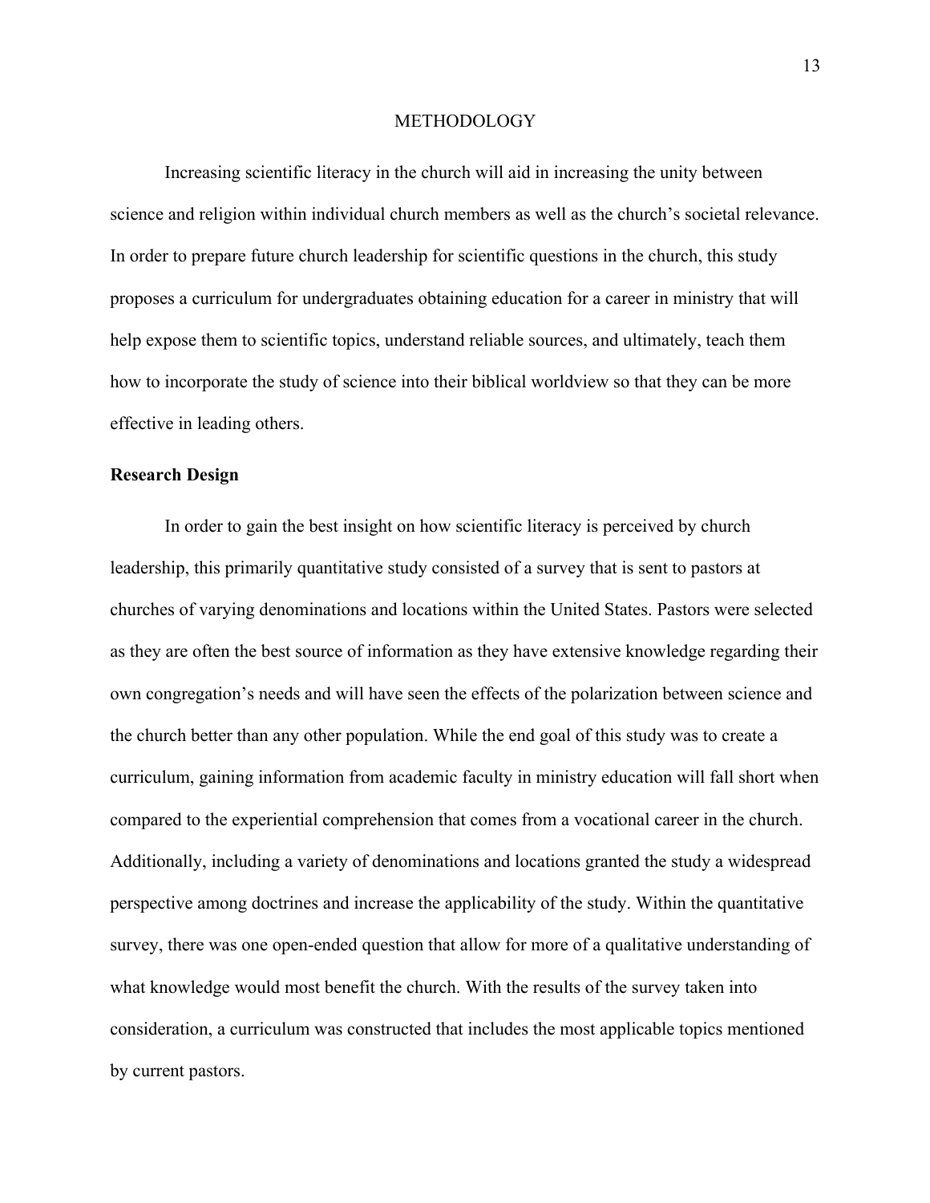# METHODOLOGY

Increasing scientific literacy in the church will aid in increasing the unity between science and religion within individual church members as well as the church's societal relevance. In order to prepare future church leadership for scientific questions in the church, this study proposes a curriculum for undergraduates obtaining education for a career in ministry that will help expose them to scientific topics, understand reliable sources, and ultimately, teach them how to incorporate the study of science into their biblical worldview so that they can be more effective in leading others.

## Research Design

In order to gain the best insight on how scientific literacy is perceived by church leadership, this primarily quantitative study consisted of a survey that is sent to pastors at churches of varying denominations and locations within the United States. Pastors were selected as they are often the best source of information as they have extensive knowledge regarding their own congregation's needs and will have seen the effects of the polarization between science and the church better than any other population. While the end goal of this study was to create a curriculum, gaining information from academic faculty in ministry education will fall short when compared to the experiential comprehension that comes from a vocational career in the church. Additionally, including a variety of denominations and locations granted the study a widespread perspective among doctrines and increase the applicability of the study. Within the quantitative survey, there was one open-ended question that allow for more of a qualitative understanding of what knowledge would most benefit the church. With the results of the survey taken into consideration, a curriculum was constructed that includes the most applicable topics mentioned by current pastors.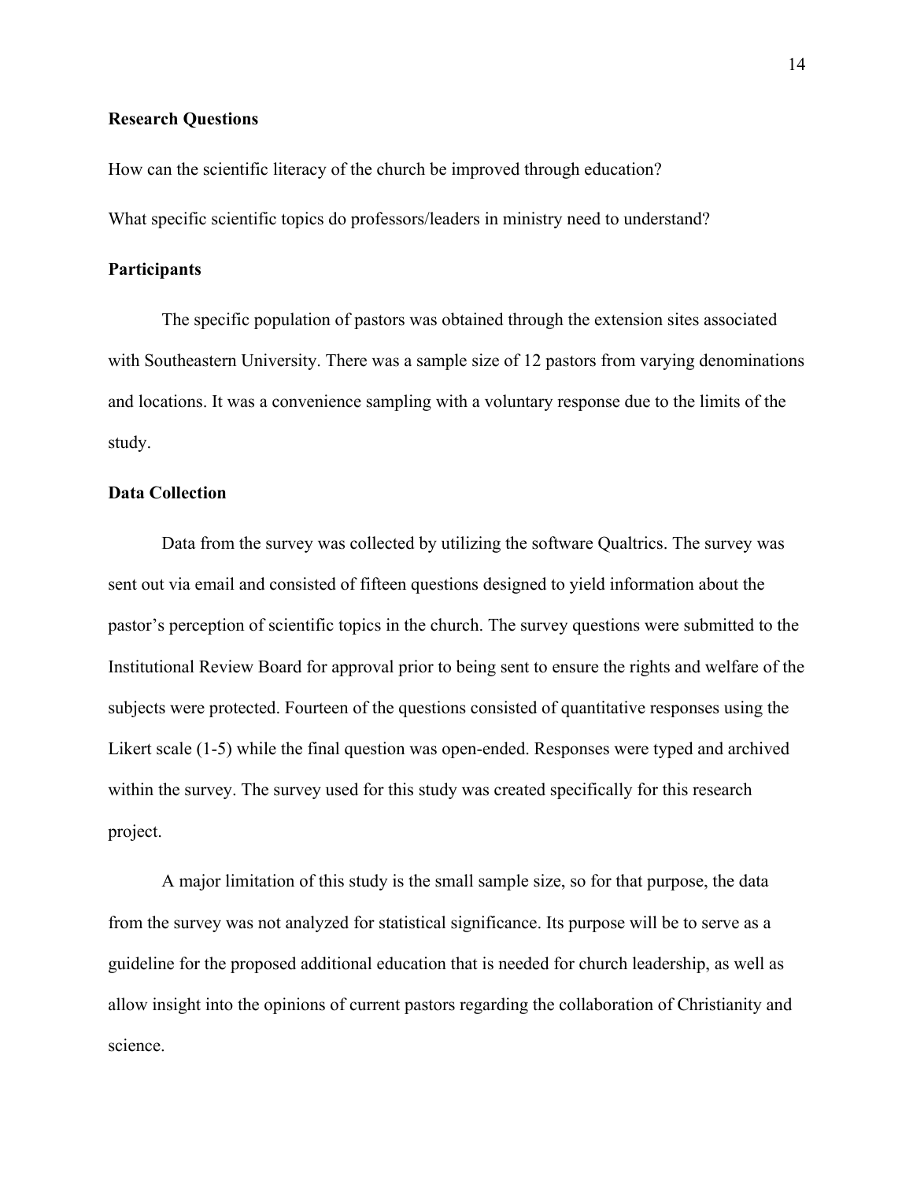**Research Questions**

How can the scientific literacy of the church be improved through education?

What specific scientific topics do professors/leaders in ministry need to understand?

**Participants**

The specific population of pastors was obtained through the extension sites associated with Southeastern University. There was a sample size of 12 pastors from varying denominations and locations. It was a convenience sampling with a voluntary response due to the limits of the study.

**Data Collection**

Data from the survey was collected by utilizing the software Qualtrics. The survey was sent out via email and consisted of fifteen questions designed to yield information about the pastor's perception of scientific topics in the church. The survey questions were submitted to the Institutional Review Board for approval prior to being sent to ensure the rights and welfare of the subjects were protected. Fourteen of the questions consisted of quantitative responses using the Likert scale (1-5) while the final question was open-ended. Responses were typed and archived within the survey. The survey used for this study was created specifically for this research project.

A major limitation of this study is the small sample size, so for that purpose, the data from the survey was not analyzed for statistical significance. Its purpose will be to serve as a guideline for the proposed additional education that is needed for church leadership, as well as allow insight into the opinions of current pastors regarding the collaboration of Christianity and science.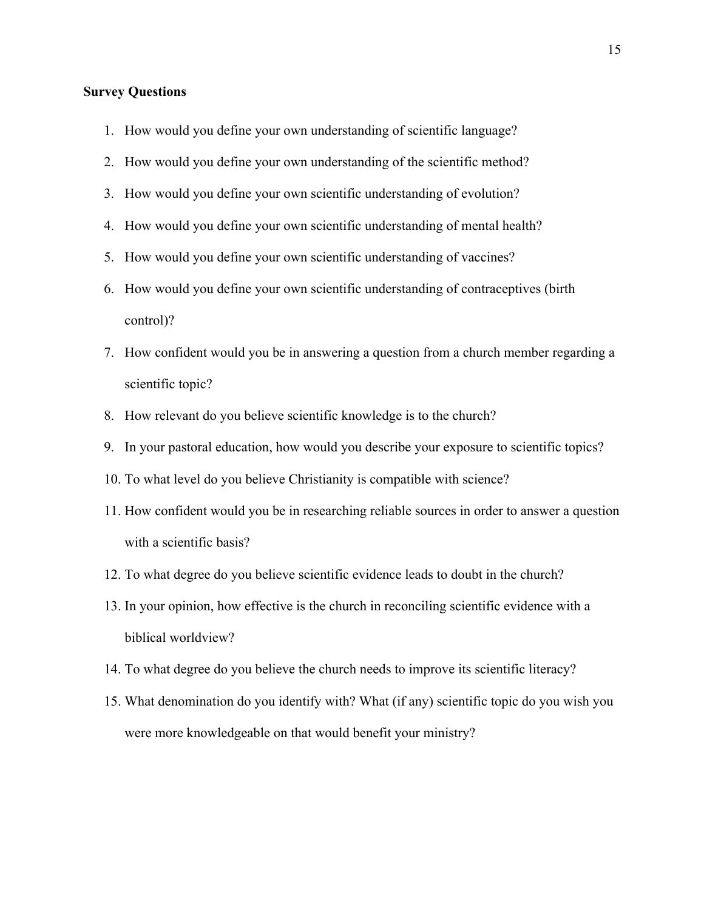**Survey Questions**

1. How would you define your own understanding of scientific language?
2. How would you define your own understanding of the scientific method?
3. How would you define your own scientific understanding of evolution?
4. How would you define your own scientific understanding of mental health?
5. How would you define your own scientific understanding of vaccines?
6. How would you define your own scientific understanding of contraceptives (birth control)?
7. How confident would you be in answering a question from a church member regarding a scientific topic?
8. How relevant do you believe scientific knowledge is to the church?
9. In your pastoral education, how would you describe your exposure to scientific topics?
10. To what level do you believe Christianity is compatible with science?
11. How confident would you be in researching reliable sources in order to answer a question with a scientific basis?
12. To what degree do you believe scientific evidence leads to doubt in the church?
13. In your opinion, how effective is the church in reconciling scientific evidence with a biblical worldview?
14. To what degree do you believe the church needs to improve its scientific literacy?
15. What denomination do you identify with? What (if any) scientific topic do you wish you were more knowledgeable on that would benefit your ministry?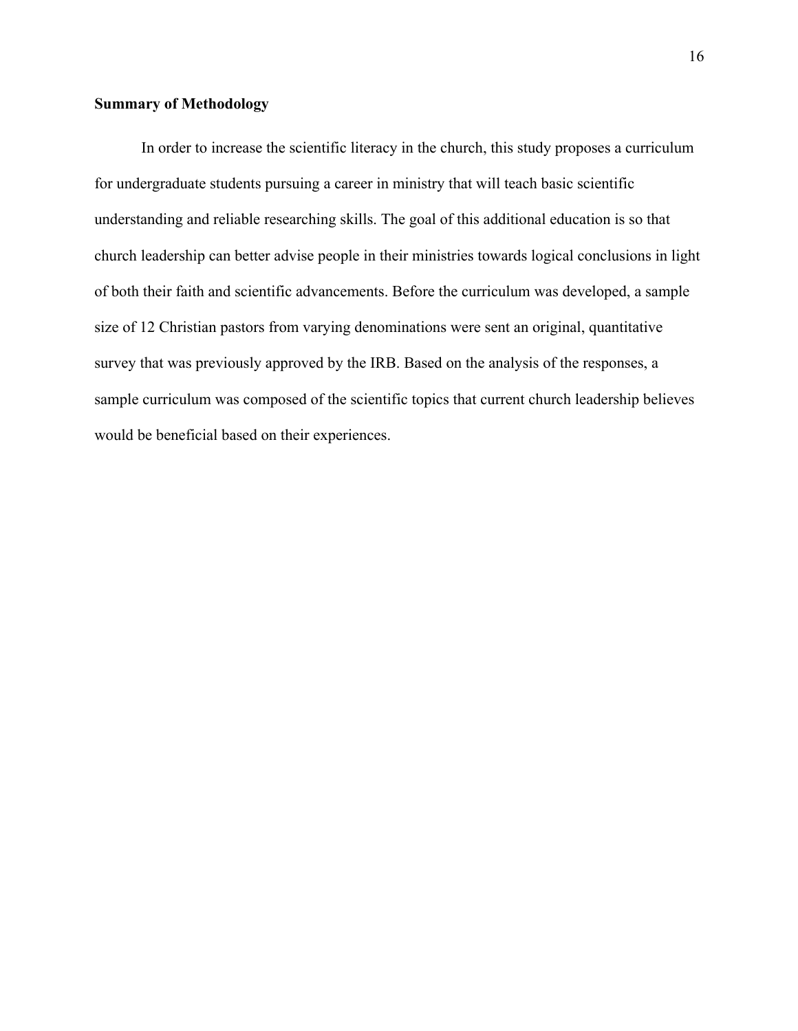**Summary of Methodology**

In order to increase the scientific literacy in the church, this study proposes a curriculum for undergraduate students pursuing a career in ministry that will teach basic scientific understanding and reliable researching skills. The goal of this additional education is so that church leadership can better advise people in their ministries towards logical conclusions in light of both their faith and scientific advancements. Before the curriculum was developed, a sample size of 12 Christian pastors from varying denominations were sent an original, quantitative survey that was previously approved by the IRB. Based on the analysis of the responses, a sample curriculum was composed of the scientific topics that current church leadership believes would be beneficial based on their experiences.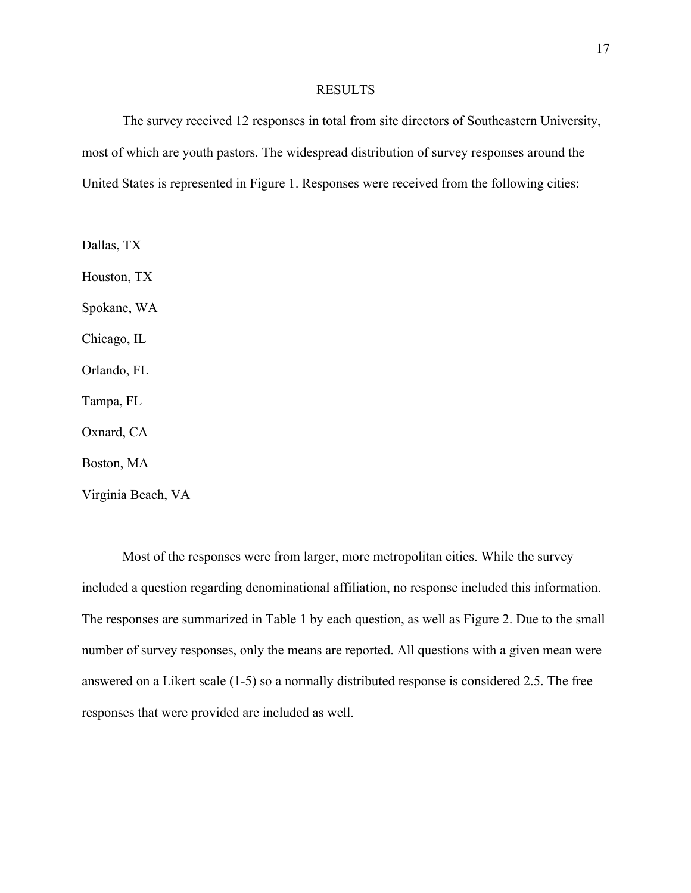# RESULTS

The survey received 12 responses in total from site directors of Southeastern University, most of which are youth pastors. The widespread distribution of survey responses around the United States is represented in Figure 1. Responses were received from the following cities:

Dallas, TX

Houston, TX

Spokane, WA

Chicago, IL

Orlando, FL

Tampa, FL

Oxnard, CA

Boston, MA

Virginia Beach, VA

Most of the responses were from larger, more metropolitan cities. While the survey included a question regarding denominational affiliation, no response included this information. The responses are summarized in Table 1 by each question, as well as Figure 2. Due to the small number of survey responses, only the means are reported. All questions with a given mean were answered on a Likert scale (1-5) so a normally distributed response is considered 2.5. The free responses that were provided are included as well.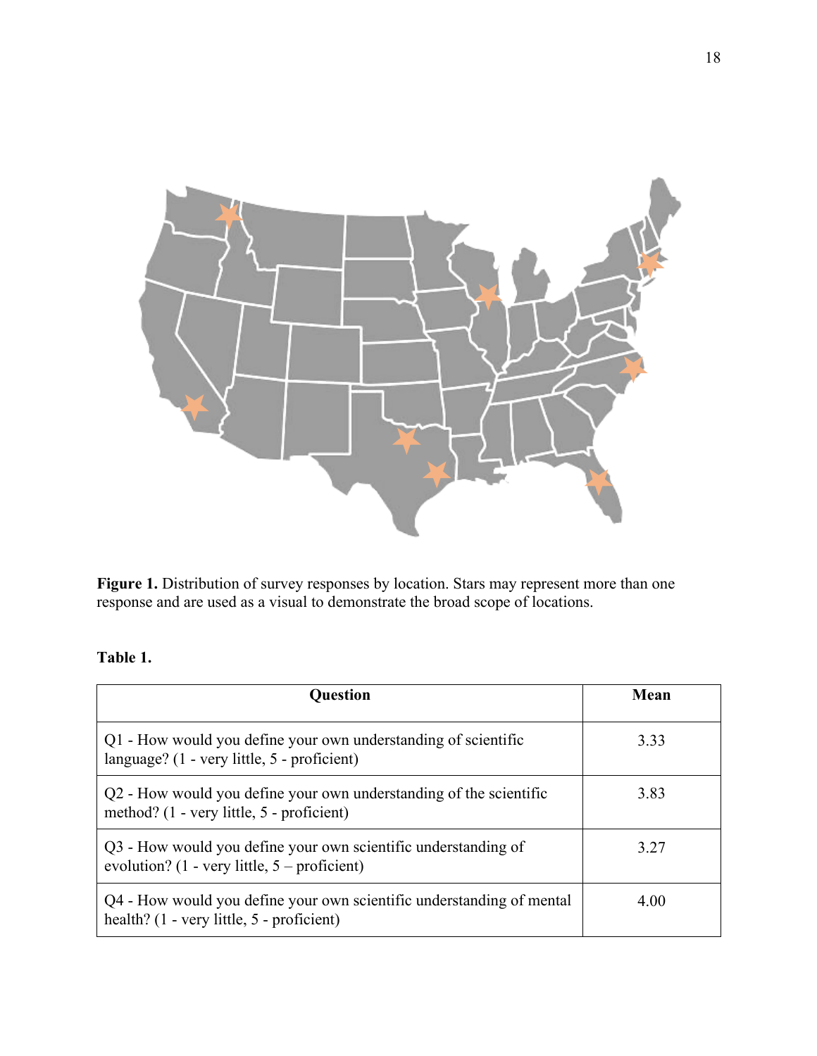**Figure 1.** Distribution of survey responses by location. Stars may represent more than one response and are used as a visual to demonstrate the broad scope of locations.

**Table 1.**

| Question | Mean |
|---|---|
| Q1 - How would you define your own understanding of scientific language? (1 - very little, 5 - proficient) | 3.33 |
| Q2 - How would you define your own understanding of the scientific method? (1 - very little, 5 - proficient) | 3.83 |
| Q3 - How would you define your own scientific understanding of evolution? (1 - very little, 5 – proficient) | 3.27 |
| Q4 - How would you define your own scientific understanding of mental health? (1 - very little, 5 - proficient) | 4.00 |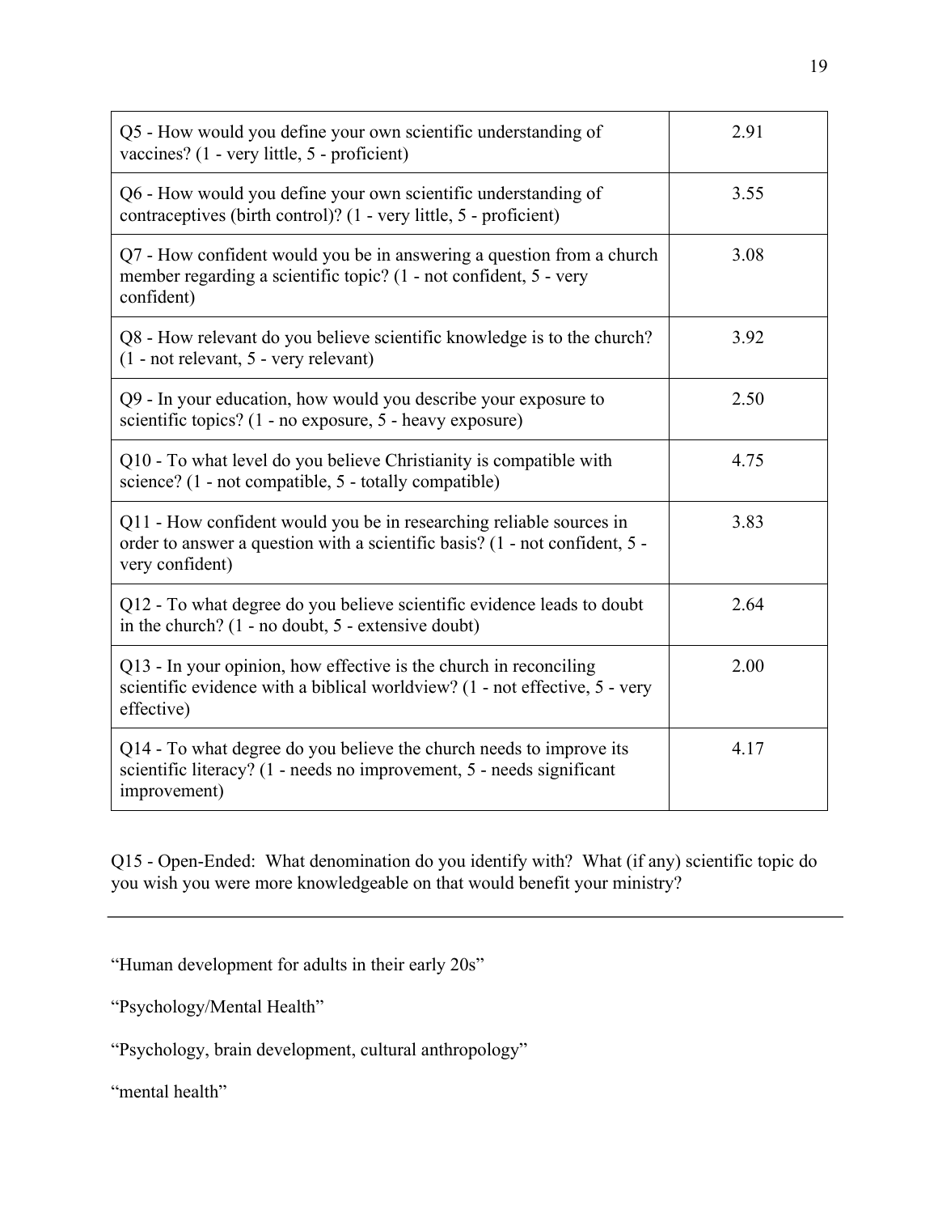| | |
|---|---|
| Q5 - How would you define your own scientific understanding of vaccines? (1 - very little, 5 - proficient) | 2.91 |
| Q6 - How would you define your own scientific understanding of contraceptives (birth control)? (1 - very little, 5 - proficient) | 3.55 |
| Q7 - How confident would you be in answering a question from a church member regarding a scientific topic? (1 - not confident, 5 - very confident) | 3.08 |
| Q8 - How relevant do you believe scientific knowledge is to the church? (1 - not relevant, 5 - very relevant) | 3.92 |
| Q9 - In your education, how would you describe your exposure to scientific topics? (1 - no exposure, 5 - heavy exposure) | 2.50 |
| Q10 - To what level do you believe Christianity is compatible with science? (1 - not compatible, 5 - totally compatible) | 4.75 |
| Q11 - How confident would you be in researching reliable sources in order to answer a question with a scientific basis? (1 - not confident, 5 - very confident) | 3.83 |
| Q12 - To what degree do you believe scientific evidence leads to doubt in the church? (1 - no doubt, 5 - extensive doubt) | 2.64 |
| Q13 - In your opinion, how effective is the church in reconciling scientific evidence with a biblical worldview? (1 - not effective, 5 - very effective) | 2.00 |
| Q14 - To what degree do you believe the church needs to improve its scientific literacy? (1 - needs no improvement, 5 - needs significant improvement) | 4.17 |

Q15 - Open-Ended: What denomination do you identify with? What (if any) scientific topic do you wish you were more knowledgeable on that would benefit your ministry?

---

"Human development for adults in their early 20s"

"Psychology/Mental Health"

"Psychology, brain development, cultural anthropology"

"mental health"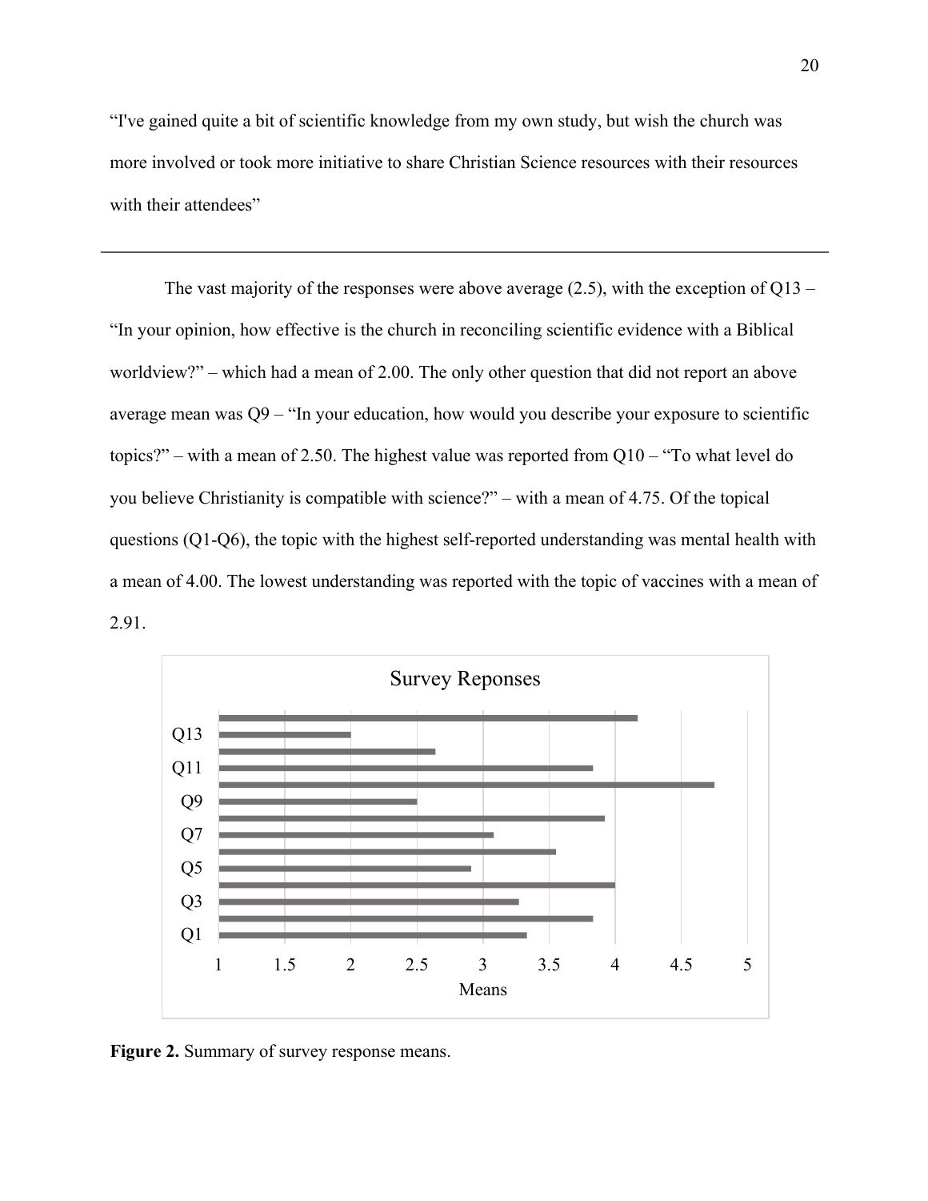"I've gained quite a bit of scientific knowledge from my own study, but wish the church was more involved or took more initiative to share Christian Science resources with their resources with their attendees"

---

The vast majority of the responses were above average (2.5), with the exception of Q13 – "In your opinion, how effective is the church in reconciling scientific evidence with a Biblical worldview?" – which had a mean of 2.00. The only other question that did not report an above average mean was Q9 – "In your education, how would you describe your exposure to scientific topics?" – with a mean of 2.50. The highest value was reported from Q10 – "To what level do you believe Christianity is compatible with science?" – with a mean of 4.75. Of the topical questions (Q1-Q6), the topic with the highest self-reported understanding was mental health with a mean of 4.00. The lowest understanding was reported with the topic of vaccines with a mean of 2.91.

**Figure 2.** Summary of survey response means.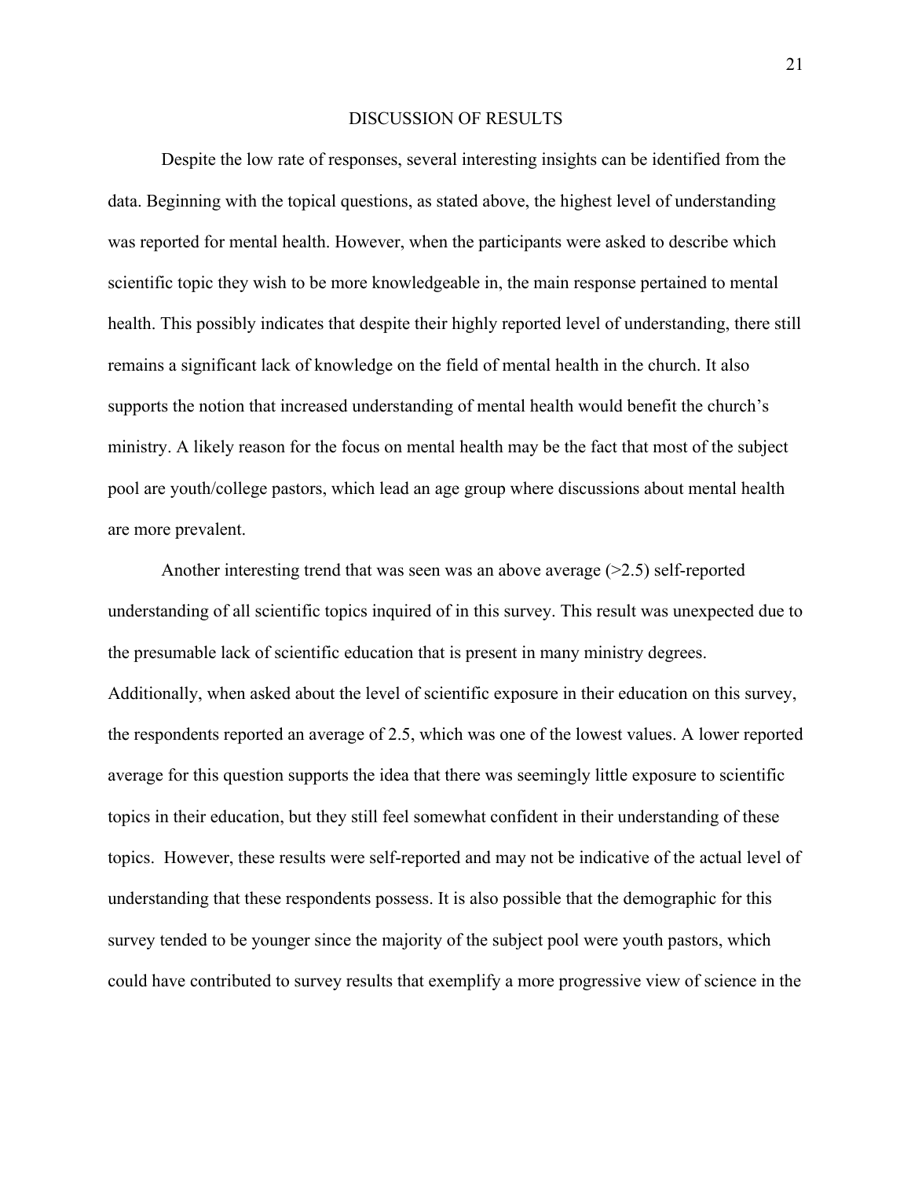## DISCUSSION OF RESULTS

Despite the low rate of responses, several interesting insights can be identified from the data. Beginning with the topical questions, as stated above, the highest level of understanding was reported for mental health. However, when the participants were asked to describe which scientific topic they wish to be more knowledgeable in, the main response pertained to mental health. This possibly indicates that despite their highly reported level of understanding, there still remains a significant lack of knowledge on the field of mental health in the church. It also supports the notion that increased understanding of mental health would benefit the church's ministry. A likely reason for the focus on mental health may be the fact that most of the subject pool are youth/college pastors, which lead an age group where discussions about mental health are more prevalent.

Another interesting trend that was seen was an above average (>2.5) self-reported understanding of all scientific topics inquired of in this survey. This result was unexpected due to the presumable lack of scientific education that is present in many ministry degrees. Additionally, when asked about the level of scientific exposure in their education on this survey, the respondents reported an average of 2.5, which was one of the lowest values. A lower reported average for this question supports the idea that there was seemingly little exposure to scientific topics in their education, but they still feel somewhat confident in their understanding of these topics. However, these results were self-reported and may not be indicative of the actual level of understanding that these respondents possess. It is also possible that the demographic for this survey tended to be younger since the majority of the subject pool were youth pastors, which could have contributed to survey results that exemplify a more progressive view of science in the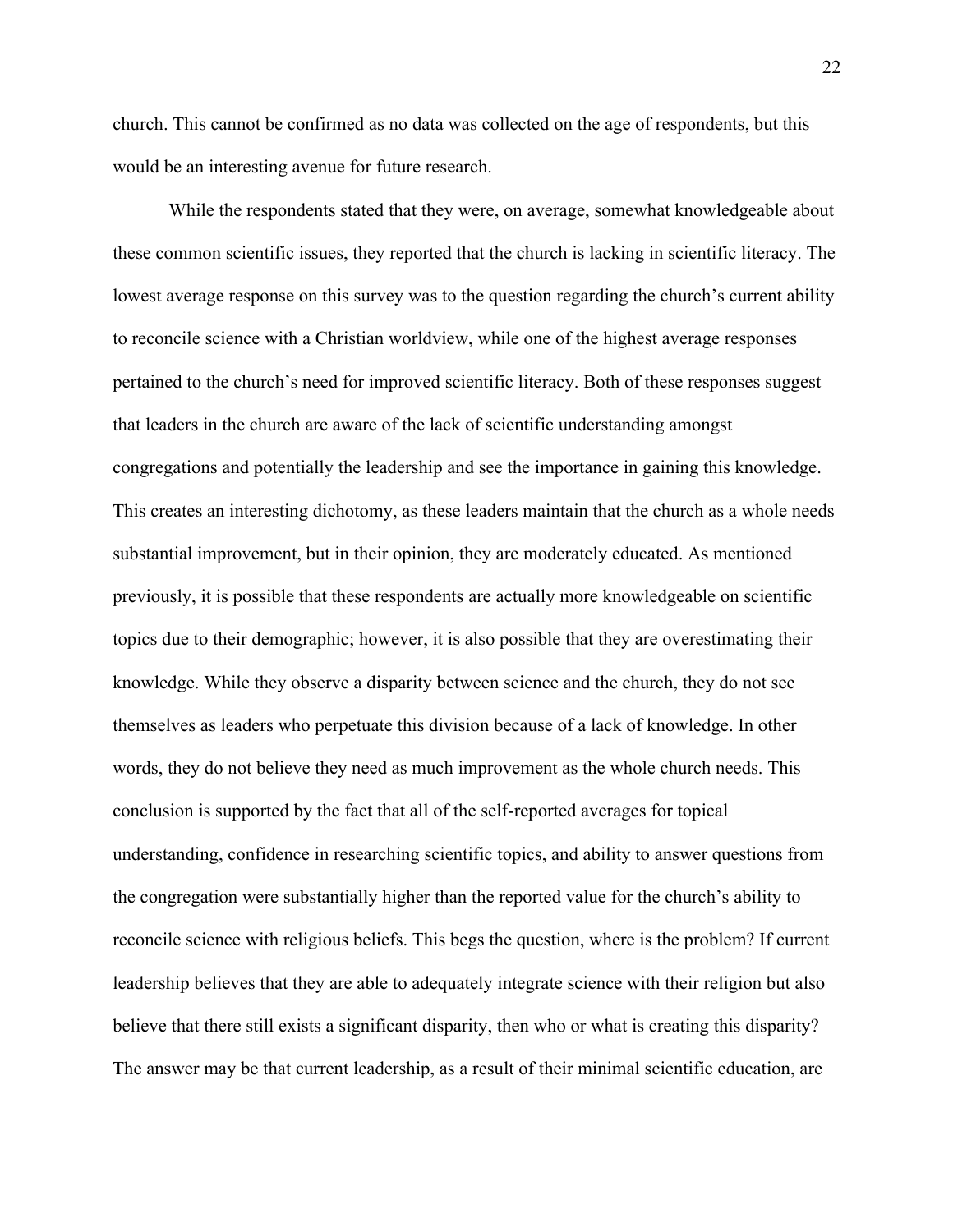church. This cannot be confirmed as no data was collected on the age of respondents, but this would be an interesting avenue for future research.

While the respondents stated that they were, on average, somewhat knowledgeable about these common scientific issues, they reported that the church is lacking in scientific literacy. The lowest average response on this survey was to the question regarding the church's current ability to reconcile science with a Christian worldview, while one of the highest average responses pertained to the church's need for improved scientific literacy. Both of these responses suggest that leaders in the church are aware of the lack of scientific understanding amongst congregations and potentially the leadership and see the importance in gaining this knowledge. This creates an interesting dichotomy, as these leaders maintain that the church as a whole needs substantial improvement, but in their opinion, they are moderately educated. As mentioned previously, it is possible that these respondents are actually more knowledgeable on scientific topics due to their demographic; however, it is also possible that they are overestimating their knowledge. While they observe a disparity between science and the church, they do not see themselves as leaders who perpetuate this division because of a lack of knowledge. In other words, they do not believe they need as much improvement as the whole church needs. This conclusion is supported by the fact that all of the self-reported averages for topical understanding, confidence in researching scientific topics, and ability to answer questions from the congregation were substantially higher than the reported value for the church's ability to reconcile science with religious beliefs. This begs the question, where is the problem? If current leadership believes that they are able to adequately integrate science with their religion but also believe that there still exists a significant disparity, then who or what is creating this disparity? The answer may be that current leadership, as a result of their minimal scientific education, are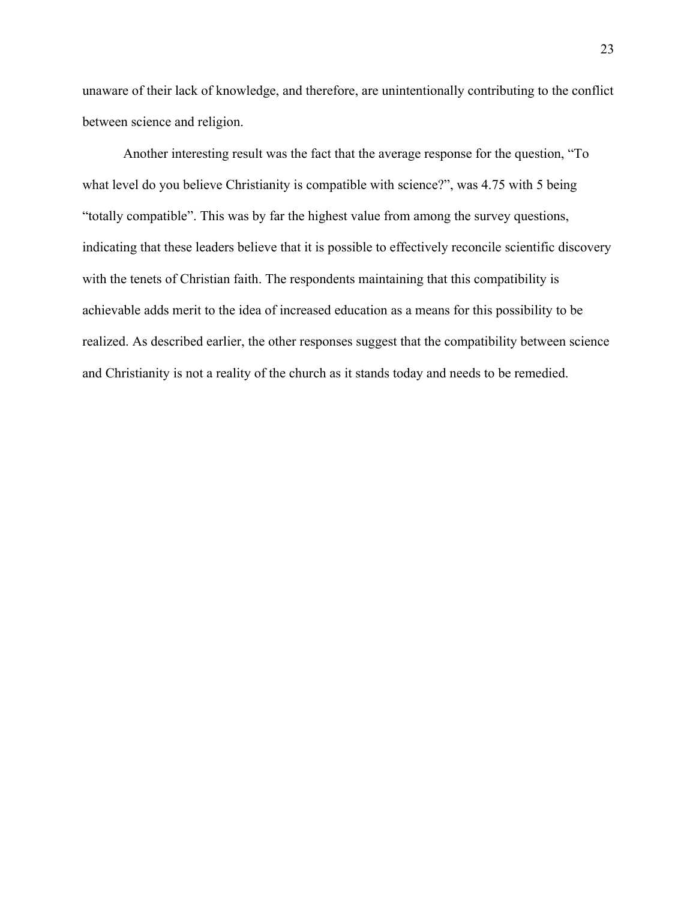unaware of their lack of knowledge, and therefore, are unintentionally contributing to the conflict between science and religion.

Another interesting result was the fact that the average response for the question, "To what level do you believe Christianity is compatible with science?", was 4.75 with 5 being "totally compatible". This was by far the highest value from among the survey questions, indicating that these leaders believe that it is possible to effectively reconcile scientific discovery with the tenets of Christian faith. The respondents maintaining that this compatibility is achievable adds merit to the idea of increased education as a means for this possibility to be realized. As described earlier, the other responses suggest that the compatibility between science and Christianity is not a reality of the church as it stands today and needs to be remedied.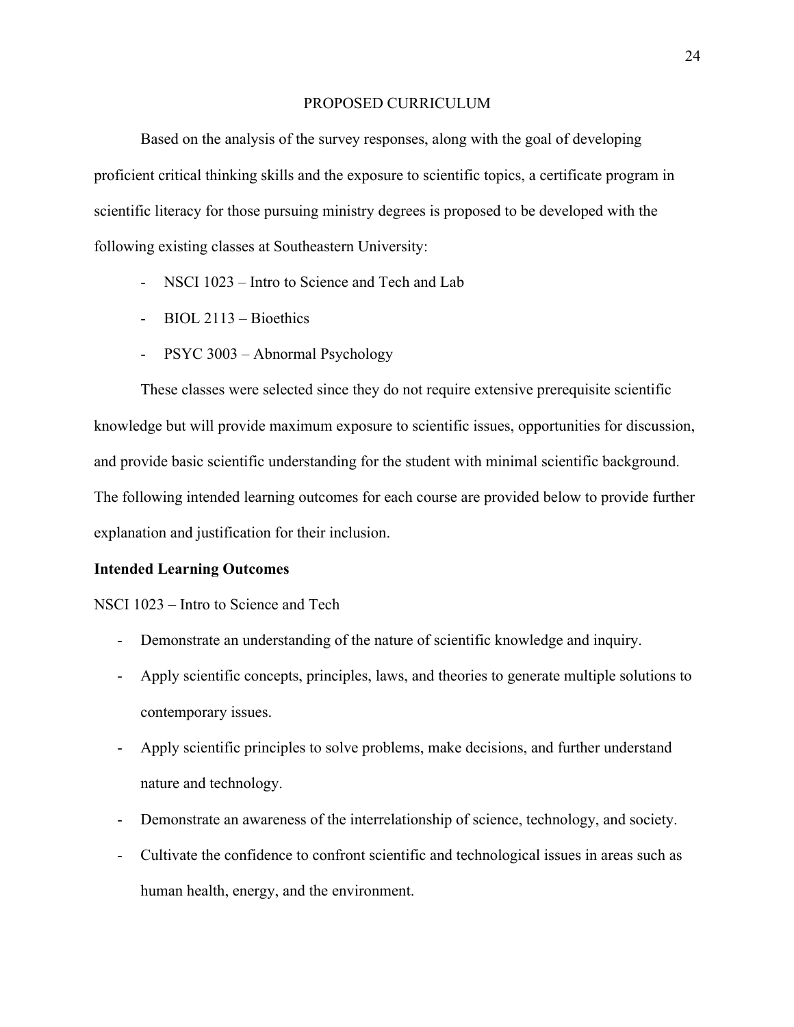# PROPOSED CURRICULUM

Based on the analysis of the survey responses, along with the goal of developing proficient critical thinking skills and the exposure to scientific topics, a certificate program in scientific literacy for those pursuing ministry degrees is proposed to be developed with the following existing classes at Southeastern University:

- NSCI 1023 – Intro to Science and Tech and Lab
- BIOL 2113 – Bioethics
- PSYC 3003 – Abnormal Psychology

These classes were selected since they do not require extensive prerequisite scientific knowledge but will provide maximum exposure to scientific issues, opportunities for discussion, and provide basic scientific understanding for the student with minimal scientific background. The following intended learning outcomes for each course are provided below to provide further explanation and justification for their inclusion.

## Intended Learning Outcomes

NSCI 1023 – Intro to Science and Tech

- Demonstrate an understanding of the nature of scientific knowledge and inquiry.
- Apply scientific concepts, principles, laws, and theories to generate multiple solutions to contemporary issues.
- Apply scientific principles to solve problems, make decisions, and further understand nature and technology.
- Demonstrate an awareness of the interrelationship of science, technology, and society.
- Cultivate the confidence to confront scientific and technological issues in areas such as human health, energy, and the environment.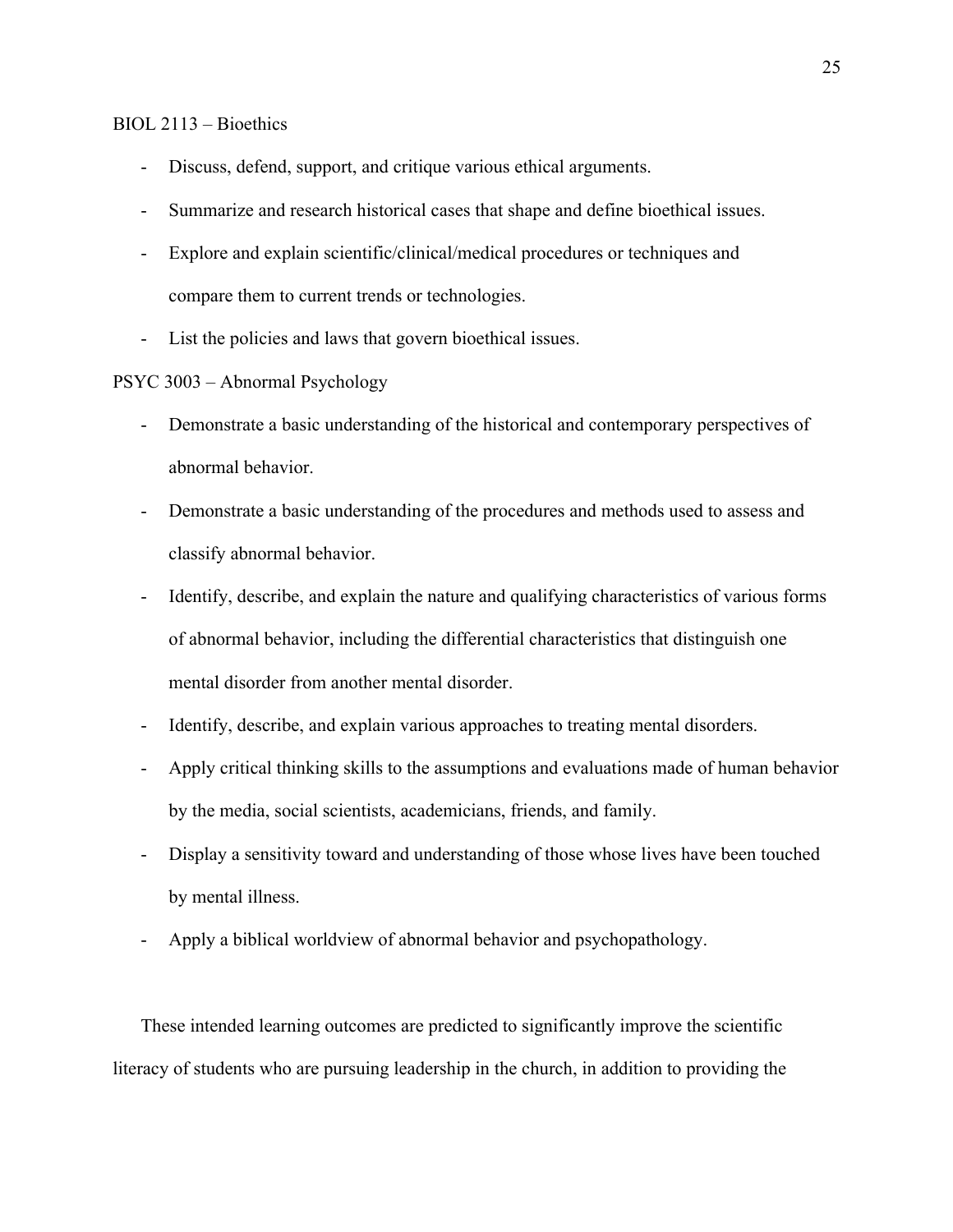BIOL 2113 – Bioethics

- Discuss, defend, support, and critique various ethical arguments.
- Summarize and research historical cases that shape and define bioethical issues.
- Explore and explain scientific/clinical/medical procedures or techniques and compare them to current trends or technologies.
- List the policies and laws that govern bioethical issues.

PSYC 3003 – Abnormal Psychology

- Demonstrate a basic understanding of the historical and contemporary perspectives of abnormal behavior.
- Demonstrate a basic understanding of the procedures and methods used to assess and classify abnormal behavior.
- Identify, describe, and explain the nature and qualifying characteristics of various forms of abnormal behavior, including the differential characteristics that distinguish one mental disorder from another mental disorder.
- Identify, describe, and explain various approaches to treating mental disorders.
- Apply critical thinking skills to the assumptions and evaluations made of human behavior by the media, social scientists, academicians, friends, and family.
- Display a sensitivity toward and understanding of those whose lives have been touched by mental illness.
- Apply a biblical worldview of abnormal behavior and psychopathology.

These intended learning outcomes are predicted to significantly improve the scientific literacy of students who are pursuing leadership in the church, in addition to providing the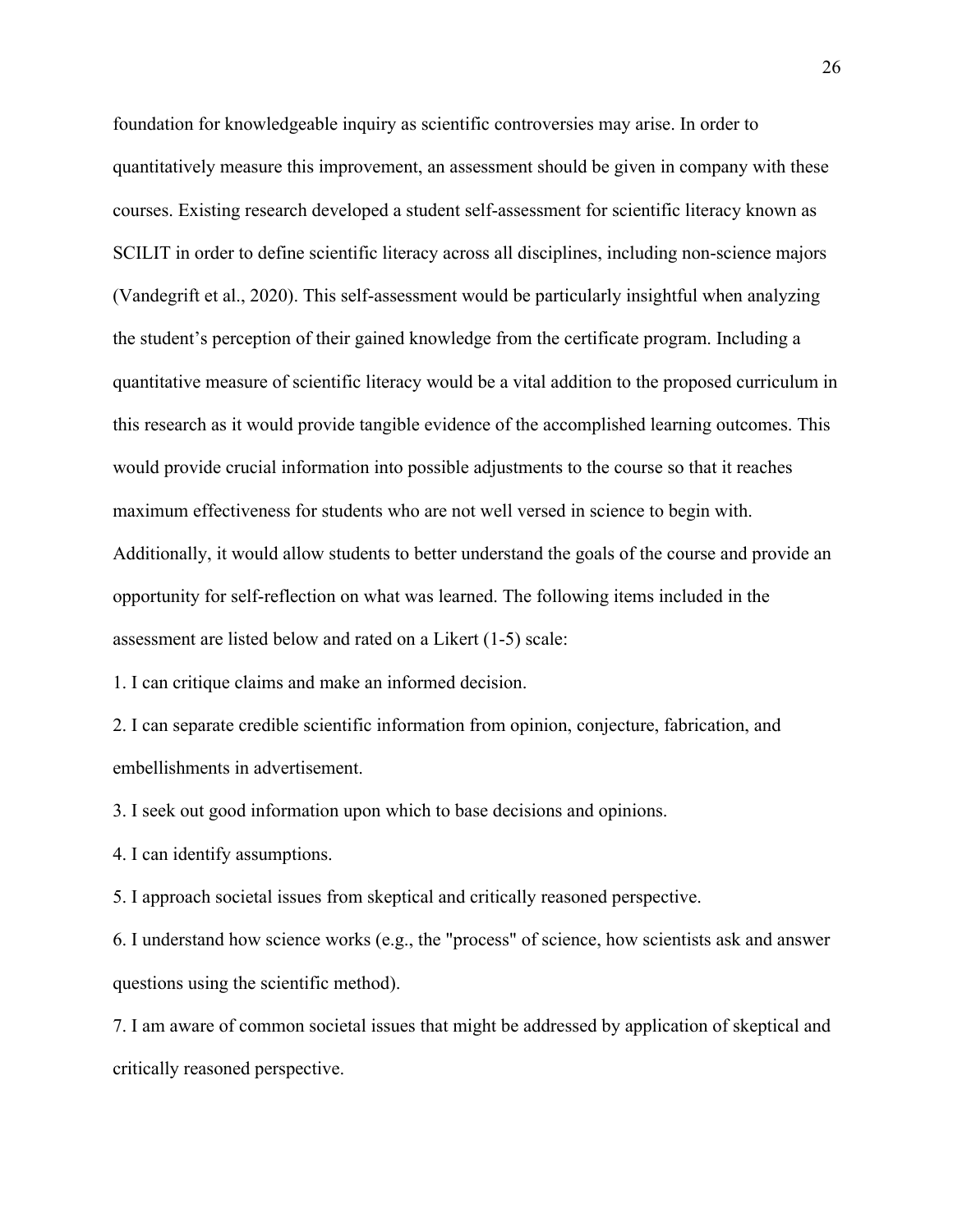foundation for knowledgeable inquiry as scientific controversies may arise. In order to quantitatively measure this improvement, an assessment should be given in company with these courses. Existing research developed a student self-assessment for scientific literacy known as SCILIT in order to define scientific literacy across all disciplines, including non-science majors (Vandegrift et al., 2020). This self-assessment would be particularly insightful when analyzing the student's perception of their gained knowledge from the certificate program. Including a quantitative measure of scientific literacy would be a vital addition to the proposed curriculum in this research as it would provide tangible evidence of the accomplished learning outcomes. This would provide crucial information into possible adjustments to the course so that it reaches maximum effectiveness for students who are not well versed in science to begin with. Additionally, it would allow students to better understand the goals of the course and provide an opportunity for self-reflection on what was learned. The following items included in the assessment are listed below and rated on a Likert (1-5) scale:

1. I can critique claims and make an informed decision.
2. I can separate credible scientific information from opinion, conjecture, fabrication, and embellishments in advertisement.
3. I seek out good information upon which to base decisions and opinions.
4. I can identify assumptions.
5. I approach societal issues from skeptical and critically reasoned perspective.
6. I understand how science works (e.g., the "process" of science, how scientists ask and answer questions using the scientific method).
7. I am aware of common societal issues that might be addressed by application of skeptical and critically reasoned perspective.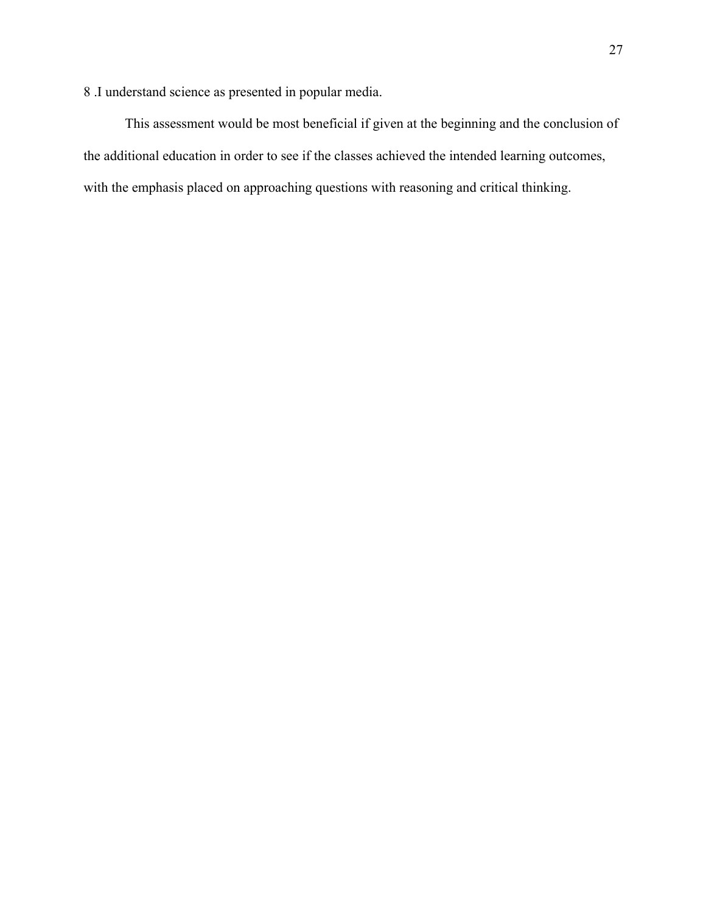8 .I understand science as presented in popular media.

This assessment would be most beneficial if given at the beginning and the conclusion of the additional education in order to see if the classes achieved the intended learning outcomes, with the emphasis placed on approaching questions with reasoning and critical thinking.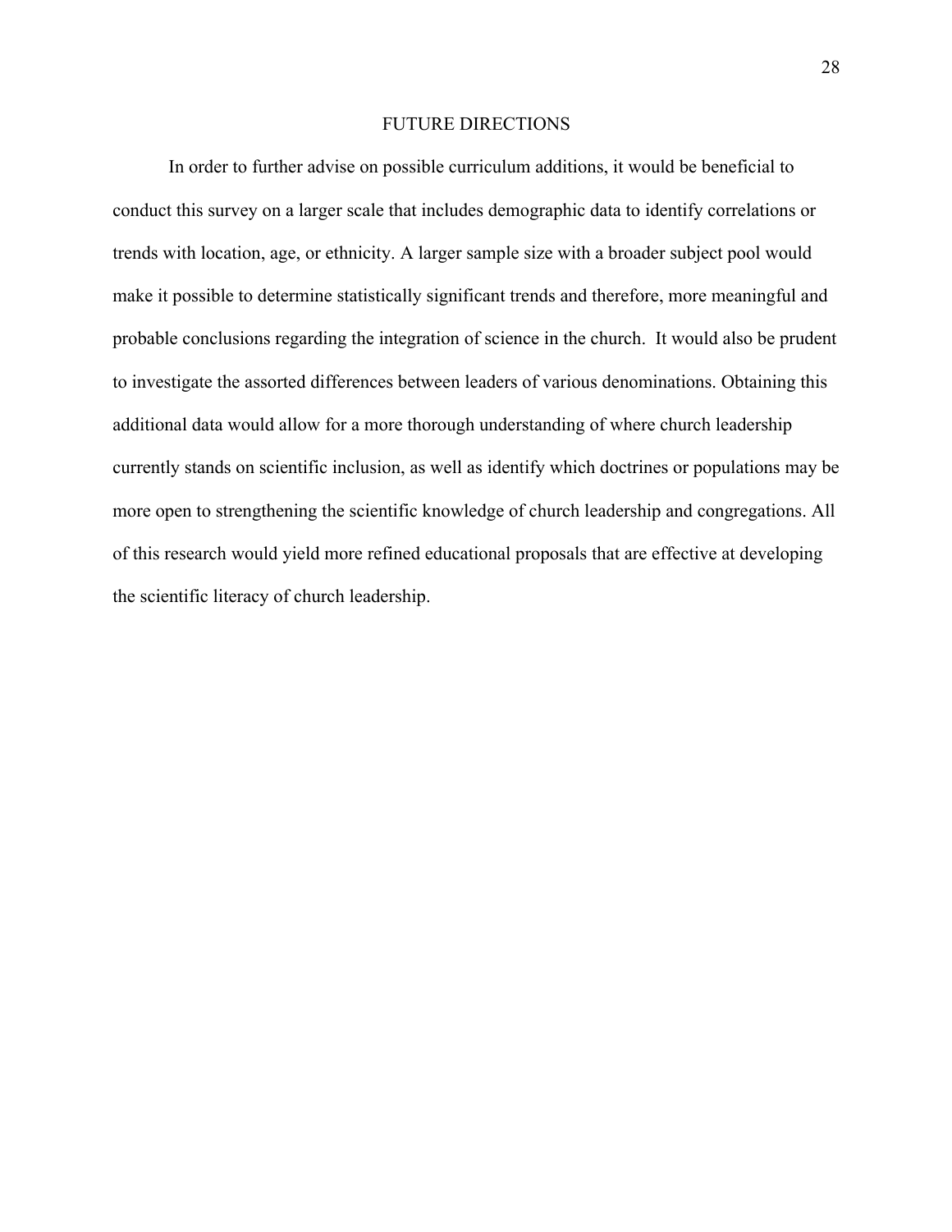## FUTURE DIRECTIONS

In order to further advise on possible curriculum additions, it would be beneficial to conduct this survey on a larger scale that includes demographic data to identify correlations or trends with location, age, or ethnicity. A larger sample size with a broader subject pool would make it possible to determine statistically significant trends and therefore, more meaningful and probable conclusions regarding the integration of science in the church. It would also be prudent to investigate the assorted differences between leaders of various denominations. Obtaining this additional data would allow for a more thorough understanding of where church leadership currently stands on scientific inclusion, as well as identify which doctrines or populations may be more open to strengthening the scientific knowledge of church leadership and congregations. All of this research would yield more refined educational proposals that are effective at developing the scientific literacy of church leadership.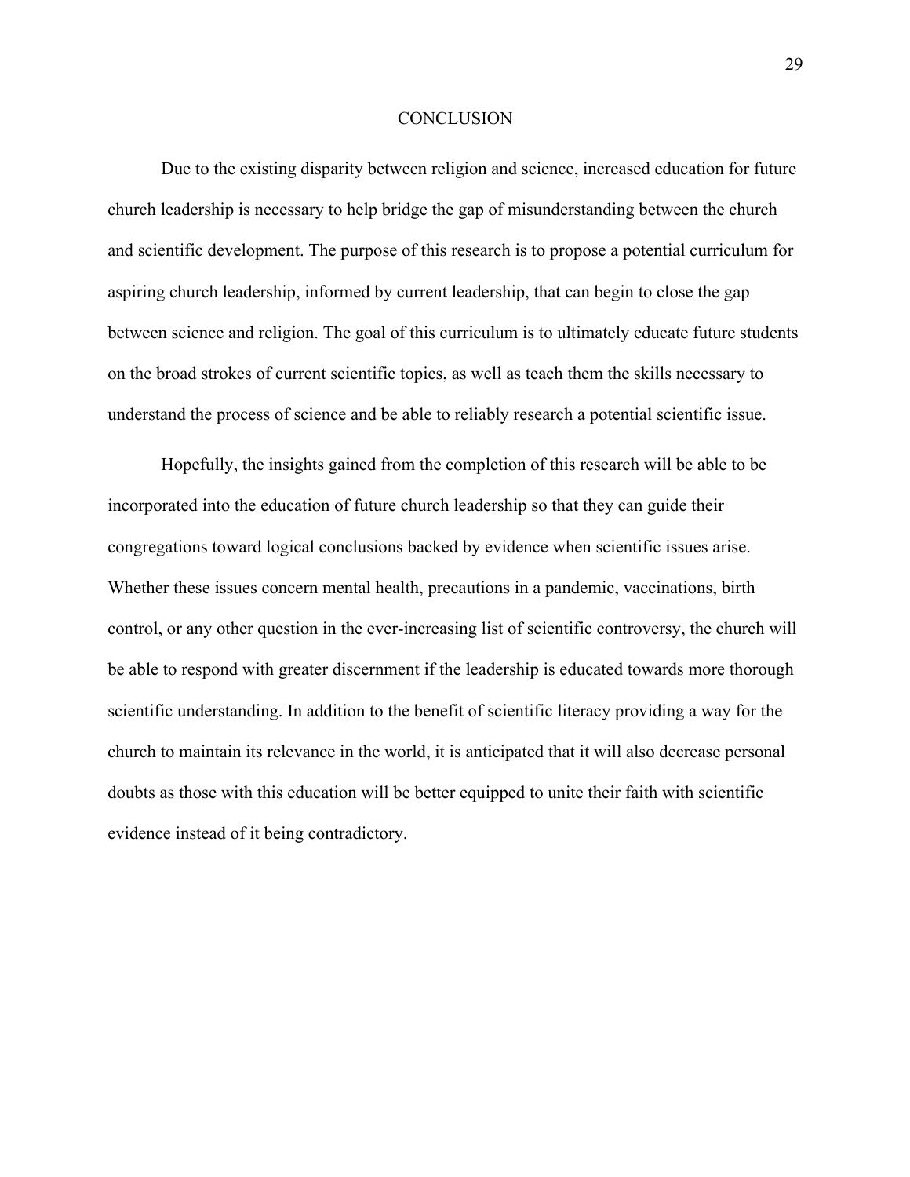# CONCLUSION

Due to the existing disparity between religion and science, increased education for future church leadership is necessary to help bridge the gap of misunderstanding between the church and scientific development. The purpose of this research is to propose a potential curriculum for aspiring church leadership, informed by current leadership, that can begin to close the gap between science and religion. The goal of this curriculum is to ultimately educate future students on the broad strokes of current scientific topics, as well as teach them the skills necessary to understand the process of science and be able to reliably research a potential scientific issue.

Hopefully, the insights gained from the completion of this research will be able to be incorporated into the education of future church leadership so that they can guide their congregations toward logical conclusions backed by evidence when scientific issues arise. Whether these issues concern mental health, precautions in a pandemic, vaccinations, birth control, or any other question in the ever-increasing list of scientific controversy, the church will be able to respond with greater discernment if the leadership is educated towards more thorough scientific understanding. In addition to the benefit of scientific literacy providing a way for the church to maintain its relevance in the world, it is anticipated that it will also decrease personal doubts as those with this education will be better equipped to unite their faith with scientific evidence instead of it being contradictory.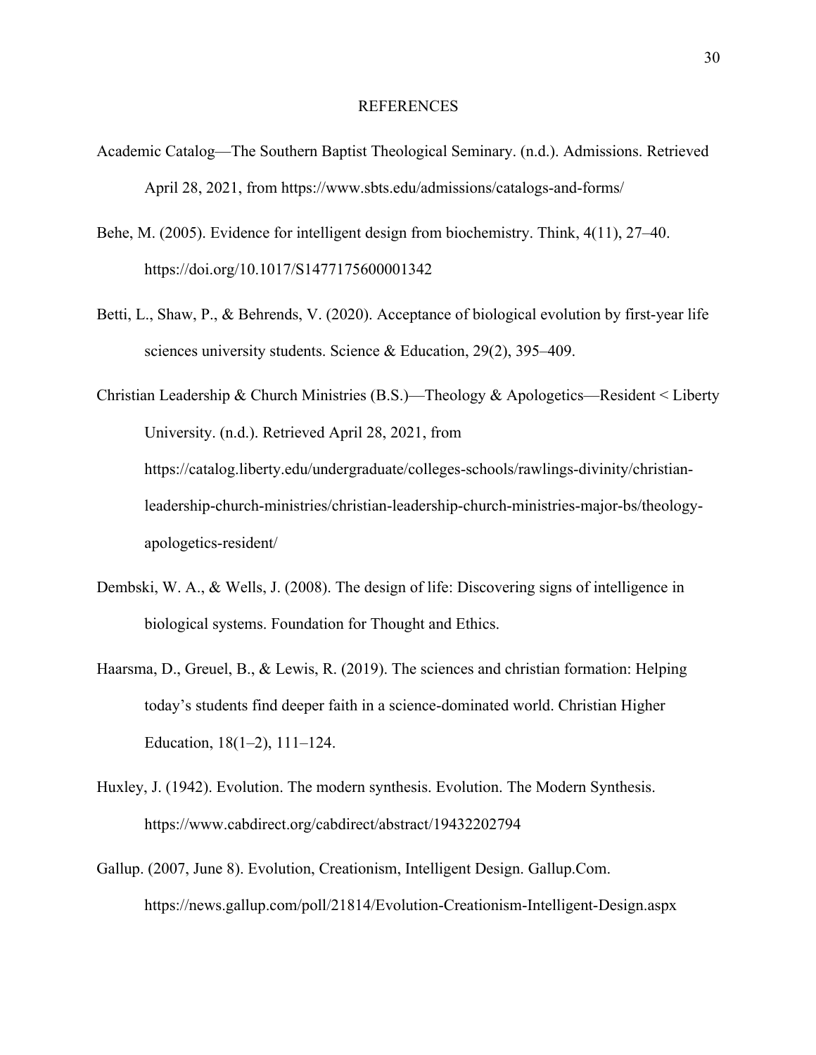## REFERENCES

Academic Catalog—The Southern Baptist Theological Seminary. (n.d.). Admissions. Retrieved April 28, 2021, from https://www.sbts.edu/admissions/catalogs-and-forms/

Behe, M. (2005). Evidence for intelligent design from biochemistry. Think, 4(11), 27–40. https://doi.org/10.1017/S1477175600001342

Betti, L., Shaw, P., & Behrends, V. (2020). Acceptance of biological evolution by first-year life sciences university students. Science & Education, 29(2), 395–409.

Christian Leadership & Church Ministries (B.S.)—Theology & Apologetics—Resident < Liberty University. (n.d.). Retrieved April 28, 2021, from https://catalog.liberty.edu/undergraduate/colleges-schools/rawlings-divinity/christian-leadership-church-ministries/christian-leadership-church-ministries-major-bs/theology-apologetics-resident/

Dembski, W. A., & Wells, J. (2008). The design of life: Discovering signs of intelligence in biological systems. Foundation for Thought and Ethics.

Haarsma, D., Greuel, B., & Lewis, R. (2019). The sciences and christian formation: Helping today's students find deeper faith in a science-dominated world. Christian Higher Education, 18(1–2), 111–124.

Huxley, J. (1942). Evolution. The modern synthesis. Evolution. The Modern Synthesis. https://www.cabdirect.org/cabdirect/abstract/19432202794

Gallup. (2007, June 8). Evolution, Creationism, Intelligent Design. Gallup.Com. https://news.gallup.com/poll/21814/Evolution-Creationism-Intelligent-Design.aspx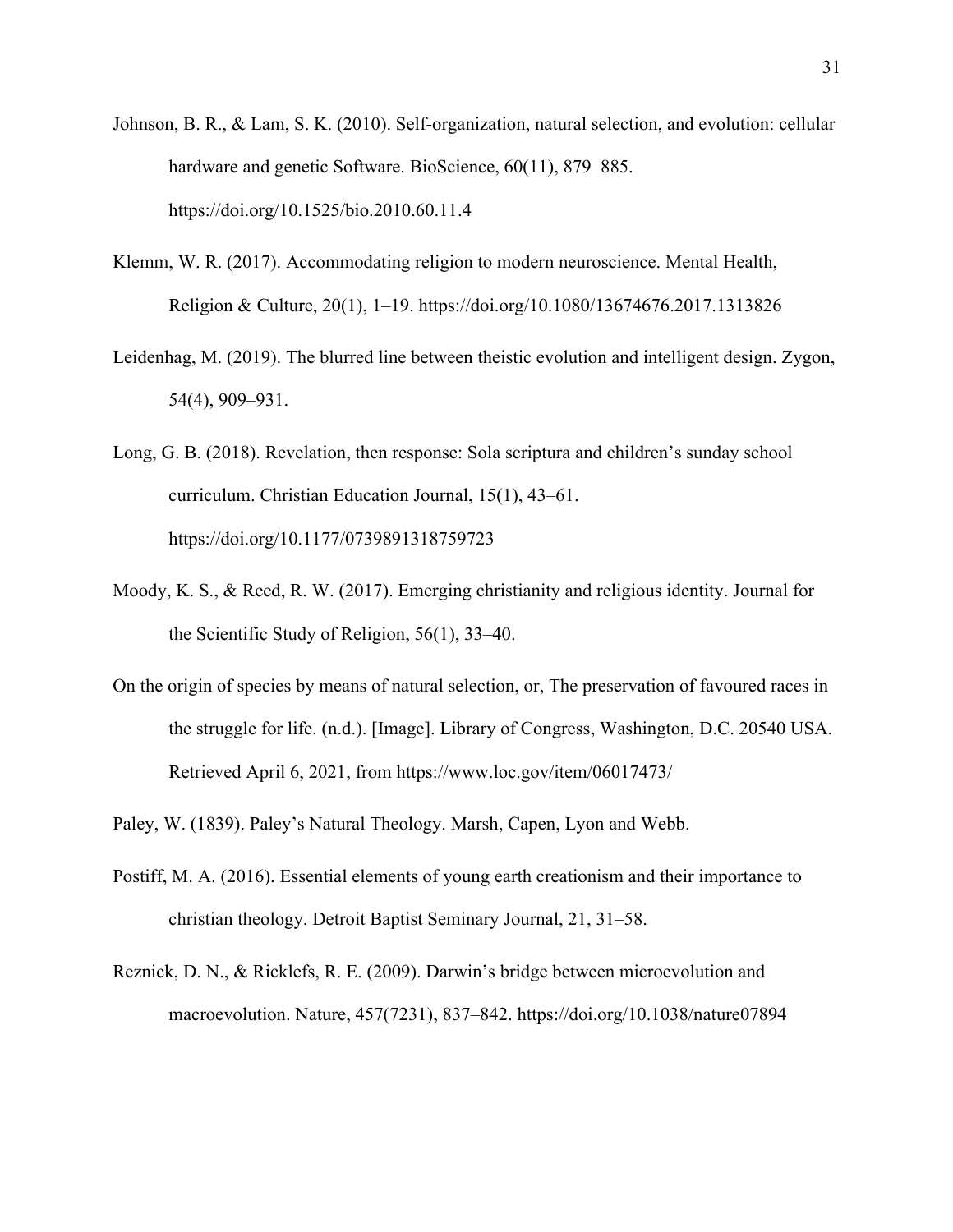Johnson, B. R., & Lam, S. K. (2010). Self-organization, natural selection, and evolution: cellular hardware and genetic Software. BioScience, 60(11), 879–885. https://doi.org/10.1525/bio.2010.60.11.4

Klemm, W. R. (2017). Accommodating religion to modern neuroscience. Mental Health, Religion & Culture, 20(1), 1–19. https://doi.org/10.1080/13674676.2017.1313826

Leidenhag, M. (2019). The blurred line between theistic evolution and intelligent design. Zygon, 54(4), 909–931.

Long, G. B. (2018). Revelation, then response: Sola scriptura and children's sunday school curriculum. Christian Education Journal, 15(1), 43–61. https://doi.org/10.1177/0739891318759723

Moody, K. S., & Reed, R. W. (2017). Emerging christianity and religious identity. Journal for the Scientific Study of Religion, 56(1), 33–40.

On the origin of species by means of natural selection, or, The preservation of favoured races in the struggle for life. (n.d.). [Image]. Library of Congress, Washington, D.C. 20540 USA. Retrieved April 6, 2021, from https://www.loc.gov/item/06017473/

Paley, W. (1839). Paley's Natural Theology. Marsh, Capen, Lyon and Webb.

Postiff, M. A. (2016). Essential elements of young earth creationism and their importance to christian theology. Detroit Baptist Seminary Journal, 21, 31–58.

Reznick, D. N., & Ricklefs, R. E. (2009). Darwin's bridge between microevolution and macroevolution. Nature, 457(7231), 837–842. https://doi.org/10.1038/nature07894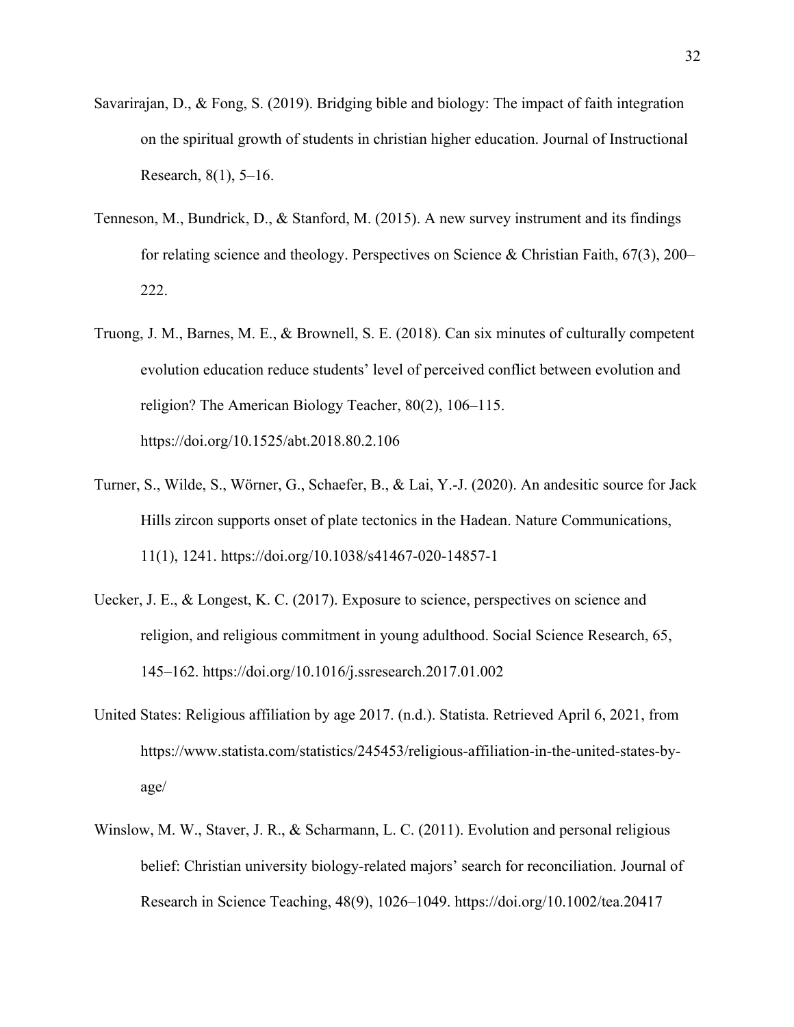Savarirajan, D., & Fong, S. (2019). Bridging bible and biology: The impact of faith integration on the spiritual growth of students in christian higher education. Journal of Instructional Research, 8(1), 5–16.

Tenneson, M., Bundrick, D., & Stanford, M. (2015). A new survey instrument and its findings for relating science and theology. Perspectives on Science & Christian Faith, 67(3), 200–222.

Truong, J. M., Barnes, M. E., & Brownell, S. E. (2018). Can six minutes of culturally competent evolution education reduce students' level of perceived conflict between evolution and religion? The American Biology Teacher, 80(2), 106–115. https://doi.org/10.1525/abt.2018.80.2.106

Turner, S., Wilde, S., Wörner, G., Schaefer, B., & Lai, Y.-J. (2020). An andesitic source for Jack Hills zircon supports onset of plate tectonics in the Hadean. Nature Communications, 11(1), 1241. https://doi.org/10.1038/s41467-020-14857-1

Uecker, J. E., & Longest, K. C. (2017). Exposure to science, perspectives on science and religion, and religious commitment in young adulthood. Social Science Research, 65, 145–162. https://doi.org/10.1016/j.ssresearch.2017.01.002

United States: Religious affiliation by age 2017. (n.d.). Statista. Retrieved April 6, 2021, from https://www.statista.com/statistics/245453/religious-affiliation-in-the-united-states-by-age/

Winslow, M. W., Staver, J. R., & Scharmann, L. C. (2011). Evolution and personal religious belief: Christian university biology-related majors' search for reconciliation. Journal of Research in Science Teaching, 48(9), 1026–1049. https://doi.org/10.1002/tea.20417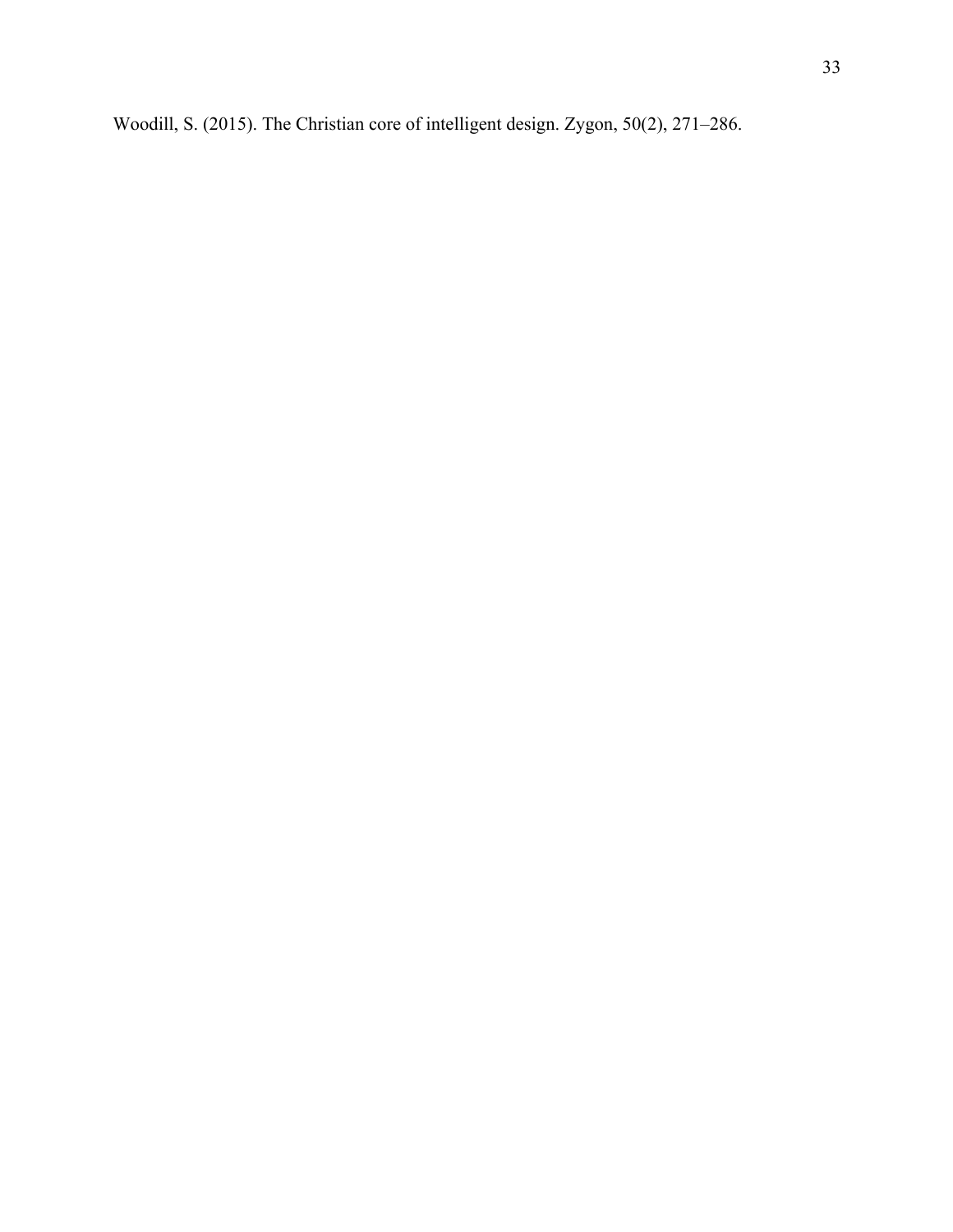Woodill, S. (2015). The Christian core of intelligent design. Zygon, 50(2), 271–286.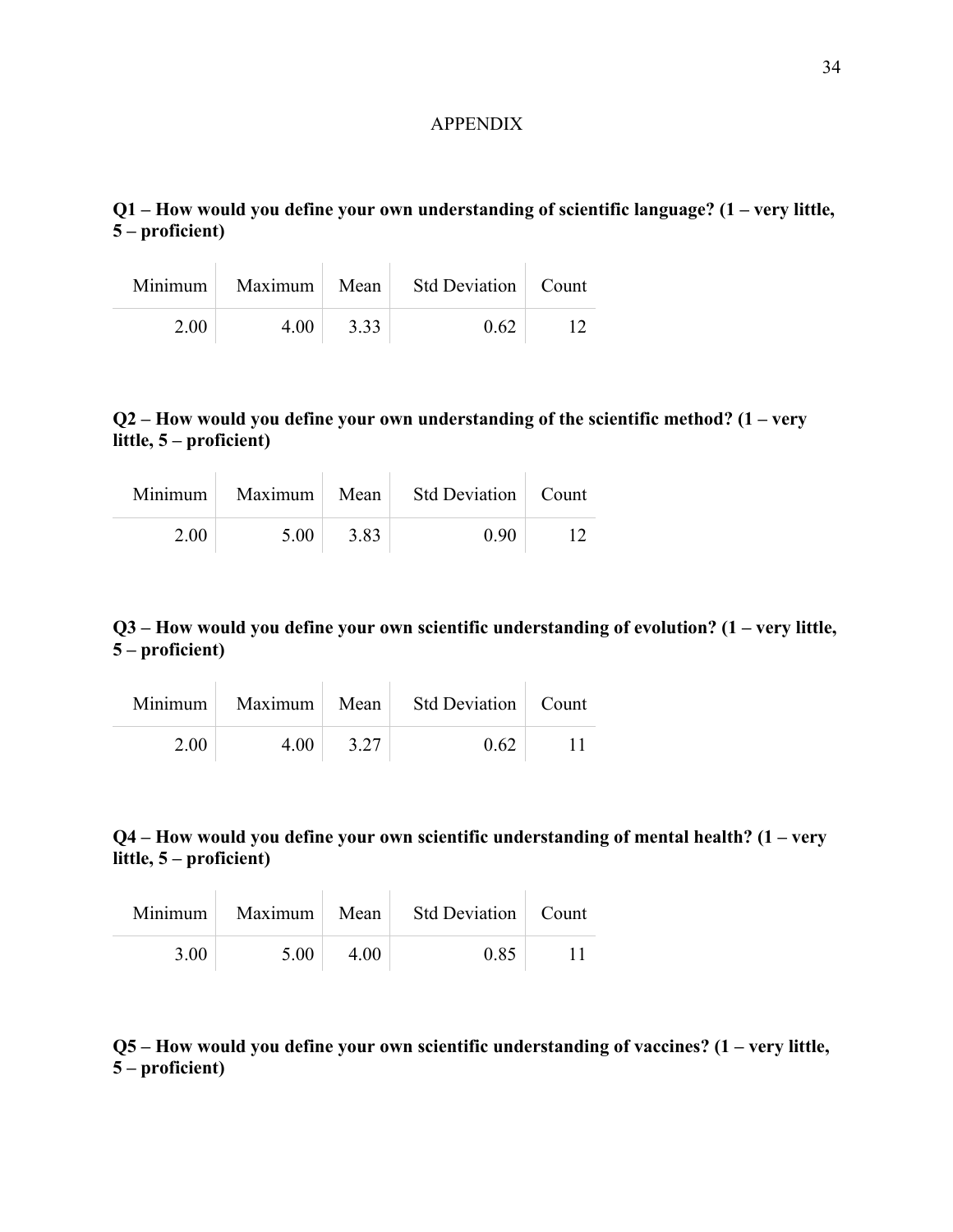# APPENDIX

**Q1 – How would you define your own understanding of scientific language? (1 – very little, 5 – proficient)**

| Minimum | Maximum | Mean | Std Deviation | Count |
|---|---|---|---|---|
| 2.00 | 4.00 | 3.33 | 0.62 | 12 |

**Q2 – How would you define your own understanding of the scientific method? (1 – very little, 5 – proficient)**

| Minimum | Maximum | Mean | Std Deviation | Count |
|---|---|---|---|---|
| 2.00 | 5.00 | 3.83 | 0.90 | 12 |

**Q3 – How would you define your own scientific understanding of evolution? (1 – very little, 5 – proficient)**

| Minimum | Maximum | Mean | Std Deviation | Count |
|---|---|---|---|---|
| 2.00 | 4.00 | 3.27 | 0.62 | 11 |

**Q4 – How would you define your own scientific understanding of mental health? (1 – very little, 5 – proficient)**

| Minimum | Maximum | Mean | Std Deviation | Count |
|---|---|---|---|---|
| 3.00 | 5.00 | 4.00 | 0.85 | 11 |

**Q5 – How would you define your own scientific understanding of vaccines? (1 – very little, 5 – proficient)**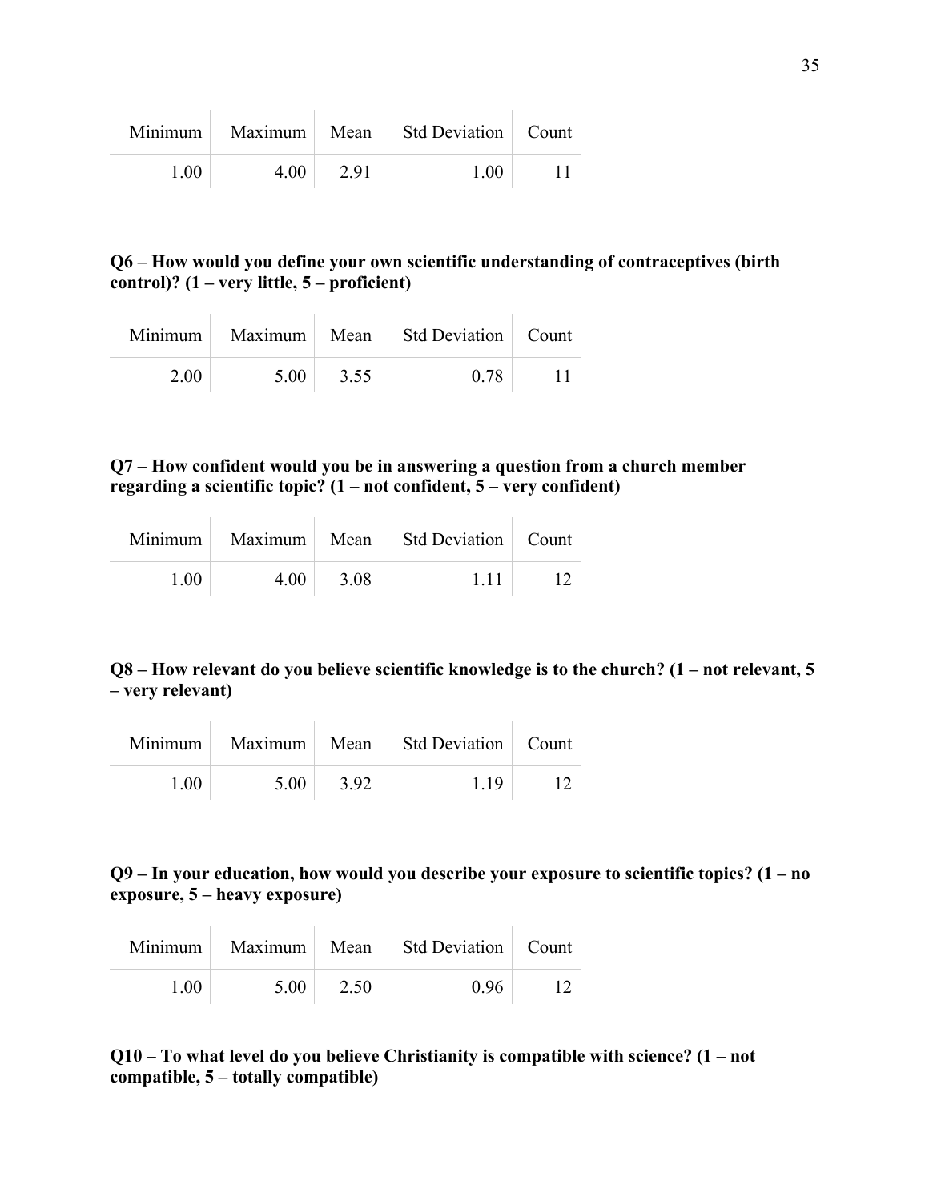| Minimum | Maximum | Mean | Std Deviation | Count |
|---|---|---|---|---|
| 1.00 | 4.00 | 2.91 | 1.00 | 11 |

**Q6 – How would you define your own scientific understanding of contraceptives (birth control)? (1 – very little, 5 – proficient)**

| Minimum | Maximum | Mean | Std Deviation | Count |
|---|---|---|---|---|
| 2.00 | 5.00 | 3.55 | 0.78 | 11 |

**Q7 – How confident would you be in answering a question from a church member regarding a scientific topic? (1 – not confident, 5 – very confident)**

| Minimum | Maximum | Mean | Std Deviation | Count |
|---|---|---|---|---|
| 1.00 | 4.00 | 3.08 | 1.11 | 12 |

**Q8 – How relevant do you believe scientific knowledge is to the church? (1 – not relevant, 5 – very relevant)**

| Minimum | Maximum | Mean | Std Deviation | Count |
|---|---|---|---|---|
| 1.00 | 5.00 | 3.92 | 1.19 | 12 |

**Q9 – In your education, how would you describe your exposure to scientific topics? (1 – no exposure, 5 – heavy exposure)**

| Minimum | Maximum | Mean | Std Deviation | Count |
|---|---|---|---|---|
| 1.00 | 5.00 | 2.50 | 0.96 | 12 |

**Q10 – To what level do you believe Christianity is compatible with science? (1 – not compatible, 5 – totally compatible)**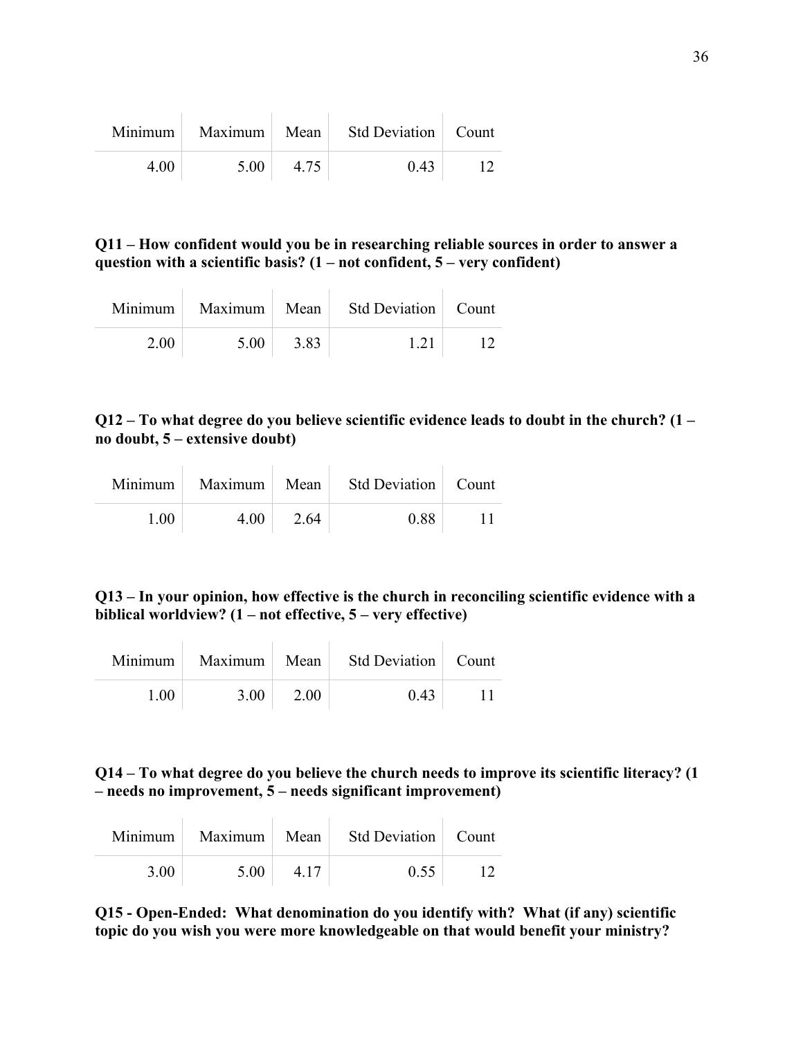| Minimum | Maximum | Mean | Std Deviation | Count |
|---|---|---|---|---|
| 4.00 | 5.00 | 4.75 | 0.43 | 12 |

**Q11 – How confident would you be in researching reliable sources in order to answer a question with a scientific basis? (1 – not confident, 5 – very confident)**

| Minimum | Maximum | Mean | Std Deviation | Count |
|---|---|---|---|---|
| 2.00 | 5.00 | 3.83 | 1.21 | 12 |

**Q12 – To what degree do you believe scientific evidence leads to doubt in the church? (1 – no doubt, 5 – extensive doubt)**

| Minimum | Maximum | Mean | Std Deviation | Count |
|---|---|---|---|---|
| 1.00 | 4.00 | 2.64 | 0.88 | 11 |

**Q13 – In your opinion, how effective is the church in reconciling scientific evidence with a biblical worldview? (1 – not effective, 5 – very effective)**

| Minimum | Maximum | Mean | Std Deviation | Count |
|---|---|---|---|---|
| 1.00 | 3.00 | 2.00 | 0.43 | 11 |

**Q14 – To what degree do you believe the church needs to improve its scientific literacy? (1 – needs no improvement, 5 – needs significant improvement)**

| Minimum | Maximum | Mean | Std Deviation | Count |
|---|---|---|---|---|
| 3.00 | 5.00 | 4.17 | 0.55 | 12 |

**Q15 - Open-Ended: What denomination do you identify with? What (if any) scientific topic do you wish you were more knowledgeable on that would benefit your ministry?**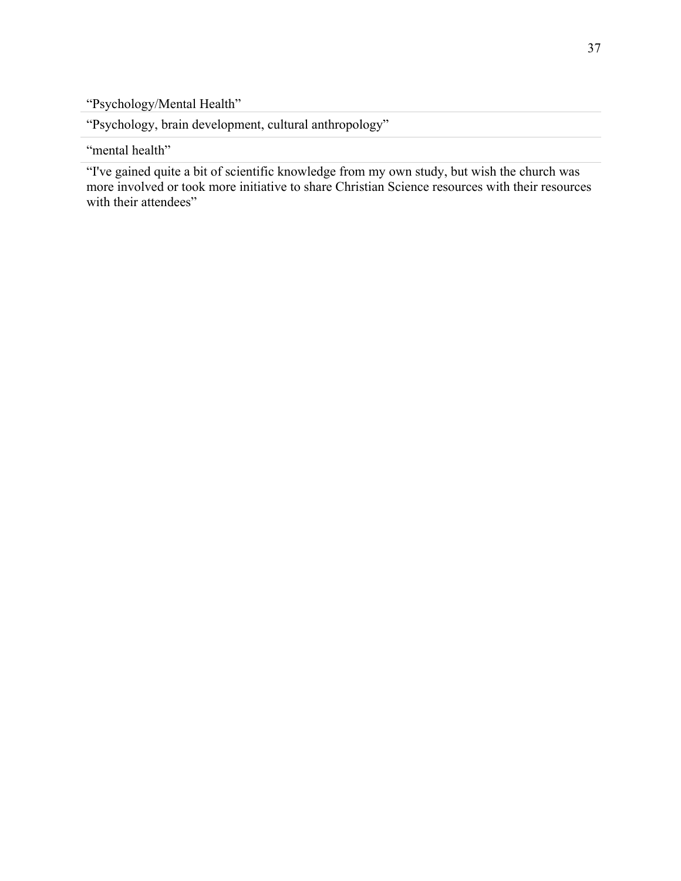"Psychology/Mental Health"

"Psychology, brain development, cultural anthropology"

"mental health"

"I've gained quite a bit of scientific knowledge from my own study, but wish the church was more involved or took more initiative to share Christian Science resources with their resources with their attendees"